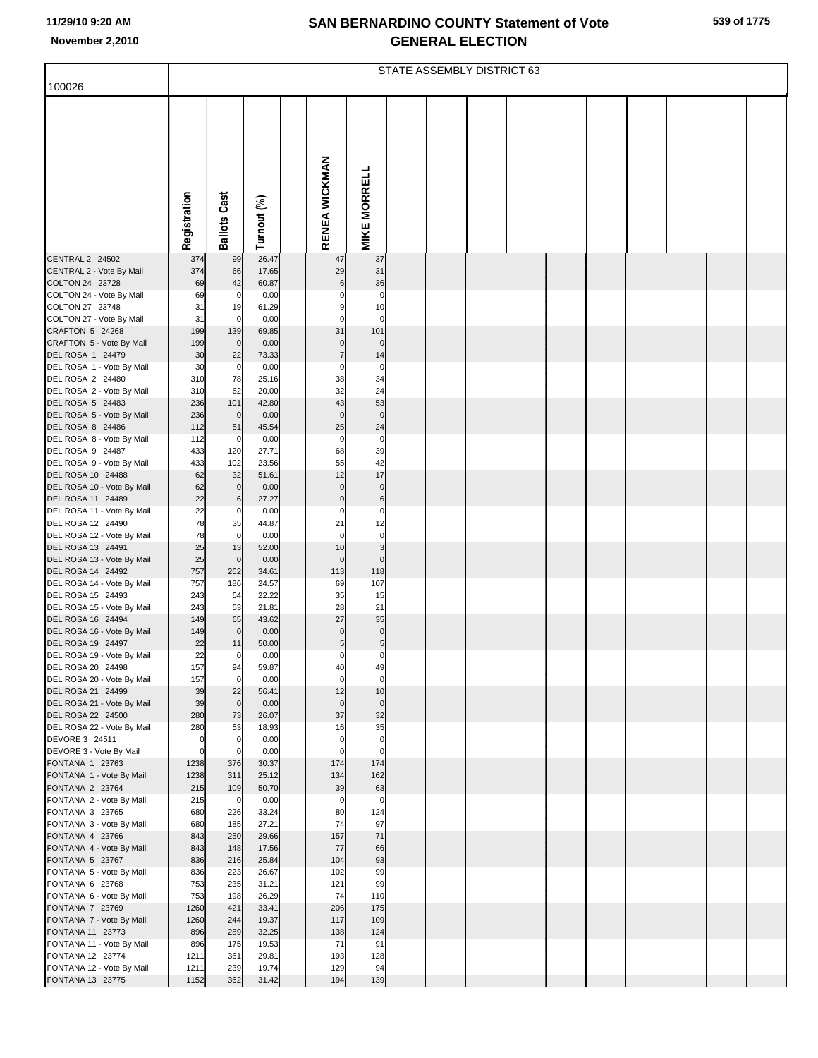# SAN BERNARDINO COUNTY Statement of Vote
## GENERAL ELECTION

11/29/10 9:20 AM
November 2,2010

100026

STATE ASSEMBLY DISTRICT 63

| | Registration | Ballots Cast | Turnout (%) | | RENEA WICKMAN | MIKE MORRELL |
|---|---|---|---|---|---|---|
| CENTRAL 2 24502 | 374 | 99 | 26.47 | | 47 | 37 |
| CENTRAL 2 - Vote By Mail | 374 | 66 | 17.65 | | 29 | 31 |
| COLTON 24 23728 | 69 | 42 | 60.87 | | 6 | 36 |
| COLTON 24 - Vote By Mail | 69 | 0 | 0.00 | | 0 | 0 |
| COLTON 27 23748 | 31 | 19 | 61.29 | | 9 | 10 |
| COLTON 27 - Vote By Mail | 31 | 0 | 0.00 | | 0 | 0 |
| CRAFTON 5 24268 | 199 | 139 | 69.85 | | 31 | 101 |
| CRAFTON 5 - Vote By Mail | 199 | 0 | 0.00 | | 0 | 0 |
| DEL ROSA 1 24479 | 30 | 22 | 73.33 | | 7 | 14 |
| DEL ROSA 1 - Vote By Mail | 30 | 0 | 0.00 | | 0 | 0 |
| DEL ROSA 2 24480 | 310 | 78 | 25.16 | | 38 | 34 |
| DEL ROSA 2 - Vote By Mail | 310 | 62 | 20.00 | | 32 | 24 |
| DEL ROSA 5 24483 | 236 | 101 | 42.80 | | 43 | 53 |
| DEL ROSA 5 - Vote By Mail | 236 | 0 | 0.00 | | 0 | 0 |
| DEL ROSA 8 24486 | 112 | 51 | 45.54 | | 25 | 24 |
| DEL ROSA 8 - Vote By Mail | 112 | 0 | 0.00 | | 0 | 0 |
| DEL ROSA 9 24487 | 433 | 120 | 27.71 | | 68 | 39 |
| DEL ROSA 9 - Vote By Mail | 433 | 102 | 23.56 | | 55 | 42 |
| DEL ROSA 10 24488 | 62 | 32 | 51.61 | | 12 | 17 |
| DEL ROSA 10 - Vote By Mail | 62 | 0 | 0.00 | | 0 | 0 |
| DEL ROSA 11 24489 | 22 | 6 | 27.27 | | 0 | 6 |
| DEL ROSA 11 - Vote By Mail | 22 | 0 | 0.00 | | 0 | 0 |
| DEL ROSA 12 24490 | 78 | 35 | 44.87 | | 21 | 12 |
| DEL ROSA 12 - Vote By Mail | 78 | 0 | 0.00 | | 0 | 0 |
| DEL ROSA 13 24491 | 25 | 13 | 52.00 | | 10 | 3 |
| DEL ROSA 13 - Vote By Mail | 25 | 0 | 0.00 | | 0 | 0 |
| DEL ROSA 14 24492 | 757 | 262 | 34.61 | | 113 | 118 |
| DEL ROSA 14 - Vote By Mail | 757 | 186 | 24.57 | | 69 | 107 |
| DEL ROSA 15 24493 | 243 | 54 | 22.22 | | 35 | 15 |
| DEL ROSA 15 - Vote By Mail | 243 | 53 | 21.81 | | 28 | 21 |
| DEL ROSA 16 24494 | 149 | 65 | 43.62 | | 27 | 35 |
| DEL ROSA 16 - Vote By Mail | 149 | 0 | 0.00 | | 0 | 0 |
| DEL ROSA 19 24497 | 22 | 11 | 50.00 | | 5 | 5 |
| DEL ROSA 19 - Vote By Mail | 22 | 0 | 0.00 | | 0 | 0 |
| DEL ROSA 20 24498 | 157 | 94 | 59.87 | | 40 | 49 |
| DEL ROSA 20 - Vote By Mail | 157 | 0 | 0.00 | | 0 | 0 |
| DEL ROSA 21 24499 | 39 | 22 | 56.41 | | 12 | 10 |
| DEL ROSA 21 - Vote By Mail | 39 | 0 | 0.00 | | 0 | 0 |
| DEL ROSA 22 24500 | 280 | 73 | 26.07 | | 37 | 32 |
| DEL ROSA 22 - Vote By Mail | 280 | 53 | 18.93 | | 16 | 35 |
| DEVORE 3 24511 | 0 | 0 | 0.00 | | 0 | 0 |
| DEVORE 3 - Vote By Mail | 0 | 0 | 0.00 | | 0 | 0 |
| FONTANA 1 23763 | 1238 | 376 | 30.37 | | 174 | 174 |
| FONTANA 1 - Vote By Mail | 1238 | 311 | 25.12 | | 134 | 162 |
| FONTANA 2 23764 | 215 | 109 | 50.70 | | 39 | 63 |
| FONTANA 2 - Vote By Mail | 215 | 0 | 0.00 | | 0 | 0 |
| FONTANA 3 23765 | 680 | 226 | 33.24 | | 80 | 124 |
| FONTANA 3 - Vote By Mail | 680 | 185 | 27.21 | | 74 | 97 |
| FONTANA 4 23766 | 843 | 250 | 29.66 | | 157 | 71 |
| FONTANA 4 - Vote By Mail | 843 | 148 | 17.56 | | 77 | 66 |
| FONTANA 5 23767 | 836 | 216 | 25.84 | | 104 | 93 |
| FONTANA 5 - Vote By Mail | 836 | 223 | 26.67 | | 102 | 99 |
| FONTANA 6 23768 | 753 | 235 | 31.21 | | 121 | 99 |
| FONTANA 6 - Vote By Mail | 753 | 198 | 26.29 | | 74 | 110 |
| FONTANA 7 23769 | 1260 | 421 | 33.41 | | 206 | 175 |
| FONTANA 7 - Vote By Mail | 1260 | 244 | 19.37 | | 117 | 109 |
| FONTANA 11 23773 | 896 | 289 | 32.25 | | 138 | 124 |
| FONTANA 11 - Vote By Mail | 896 | 175 | 19.53 | | 71 | 91 |
| FONTANA 12 23774 | 1211 | 361 | 29.81 | | 193 | 128 |
| FONTANA 12 - Vote By Mail | 1211 | 239 | 19.74 | | 129 | 94 |
| FONTANA 13 23775 | 1152 | 362 | 31.42 | | 194 | 139 |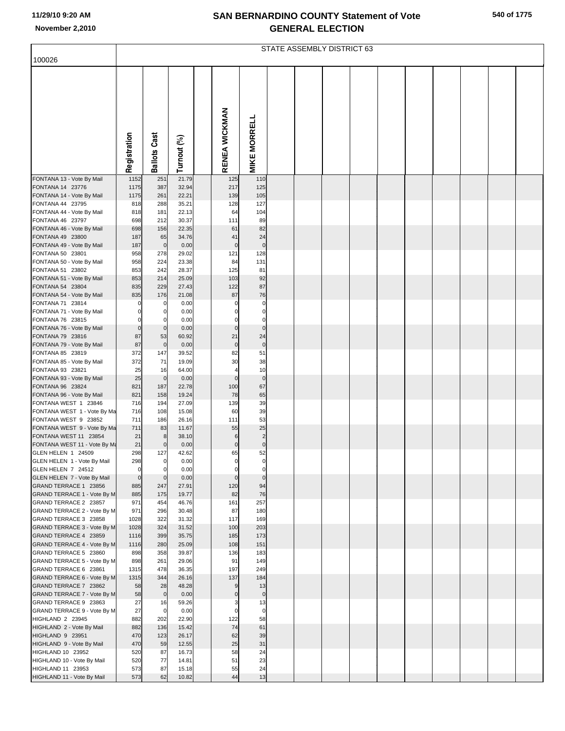# SAN BERNARDINO COUNTY Statement of Vote
## GENERAL ELECTION

11/29/10 9:20 AM
November 2,2010

100026

STATE ASSEMBLY DISTRICT 63

| | Registration | Ballots Cast | Turnout (%) | | RENEA WICKMAN | MIKE MORRELL |
|---|---|---|---|---|---|---|
| FONTANA 13 - Vote By Mail | 1152 | 251 | 21.79 | | 125 | 110 |
| FONTANA 14 23776 | 1175 | 387 | 32.94 | | 217 | 125 |
| FONTANA 14 - Vote By Mail | 1175 | 261 | 22.21 | | 139 | 105 |
| FONTANA 44 23795 | 818 | 288 | 35.21 | | 128 | 127 |
| FONTANA 44 - Vote By Mail | 818 | 181 | 22.13 | | 64 | 104 |
| FONTANA 46 23797 | 698 | 212 | 30.37 | | 111 | 89 |
| FONTANA 46 - Vote By Mail | 698 | 156 | 22.35 | | 61 | 82 |
| FONTANA 49 23800 | 187 | 65 | 34.76 | | 41 | 24 |
| FONTANA 49 - Vote By Mail | 187 | 0 | 0.00 | | 0 | 0 |
| FONTANA 50 23801 | 958 | 278 | 29.02 | | 121 | 128 |
| FONTANA 50 - Vote By Mail | 958 | 224 | 23.38 | | 84 | 131 |
| FONTANA 51 23802 | 853 | 242 | 28.37 | | 125 | 81 |
| FONTANA 51 - Vote By Mail | 853 | 214 | 25.09 | | 103 | 92 |
| FONTANA 54 23804 | 835 | 229 | 27.43 | | 122 | 87 |
| FONTANA 54 - Vote By Mail | 835 | 176 | 21.08 | | 87 | 76 |
| FONTANA 71 23814 | 0 | 0 | 0.00 | | 0 | 0 |
| FONTANA 71 - Vote By Mail | 0 | 0 | 0.00 | | 0 | 0 |
| FONTANA 76 23815 | 0 | 0 | 0.00 | | 0 | 0 |
| FONTANA 76 - Vote By Mail | 0 | 0 | 0.00 | | 0 | 0 |
| FONTANA 79 23816 | 87 | 53 | 60.92 | | 21 | 24 |
| FONTANA 79 - Vote By Mail | 87 | 0 | 0.00 | | 0 | 0 |
| FONTANA 85 23819 | 372 | 147 | 39.52 | | 82 | 51 |
| FONTANA 85 - Vote By Mail | 372 | 71 | 19.09 | | 30 | 38 |
| FONTANA 93 23821 | 25 | 16 | 64.00 | | 4 | 10 |
| FONTANA 93 - Vote By Mail | 25 | 0 | 0.00 | | 0 | 0 |
| FONTANA 96 23824 | 821 | 187 | 22.78 | | 100 | 67 |
| FONTANA 96 - Vote By Mail | 821 | 158 | 19.24 | | 78 | 65 |
| FONTANA WEST 1 23846 | 716 | 194 | 27.09 | | 139 | 39 |
| FONTANA WEST 1 - Vote By Ma | 716 | 108 | 15.08 | | 60 | 39 |
| FONTANA WEST 9 23852 | 711 | 186 | 26.16 | | 111 | 53 |
| FONTANA WEST 9 - Vote By Ma | 711 | 83 | 11.67 | | 55 | 25 |
| FONTANA WEST 11 23854 | 21 | 8 | 38.10 | | 6 | 2 |
| FONTANA WEST 11 - Vote By Ma | 21 | 0 | 0.00 | | 0 | 0 |
| GLEN HELEN 1 24509 | 298 | 127 | 42.62 | | 65 | 52 |
| GLEN HELEN 1 - Vote By Mail | 298 | 0 | 0.00 | | 0 | 0 |
| GLEN HELEN 7 24512 | 0 | 0 | 0.00 | | 0 | 0 |
| GLEN HELEN 7 - Vote By Mail | 0 | 0 | 0.00 | | 0 | 0 |
| GRAND TERRACE 1 23856 | 885 | 247 | 27.91 | | 120 | 94 |
| GRAND TERRACE 1 - Vote By M | 885 | 175 | 19.77 | | 82 | 76 |
| GRAND TERRACE 2 23857 | 971 | 454 | 46.76 | | 161 | 257 |
| GRAND TERRACE 2 - Vote By M | 971 | 296 | 30.48 | | 87 | 180 |
| GRAND TERRACE 3 23858 | 1028 | 322 | 31.32 | | 117 | 169 |
| GRAND TERRACE 3 - Vote By M | 1028 | 324 | 31.52 | | 100 | 203 |
| GRAND TERRACE 4 23859 | 1116 | 399 | 35.75 | | 185 | 173 |
| GRAND TERRACE 4 - Vote By M | 1116 | 280 | 25.09 | | 108 | 151 |
| GRAND TERRACE 5 23860 | 898 | 358 | 39.87 | | 136 | 183 |
| GRAND TERRACE 5 - Vote By M | 898 | 261 | 29.06 | | 91 | 149 |
| GRAND TERRACE 6 23861 | 1315 | 478 | 36.35 | | 197 | 249 |
| GRAND TERRACE 6 - Vote By M | 1315 | 344 | 26.16 | | 137 | 184 |
| GRAND TERRACE 7 23862 | 58 | 28 | 48.28 | | 9 | 13 |
| GRAND TERRACE 7 - Vote By M | 58 | 0 | 0.00 | | 0 | 0 |
| GRAND TERRACE 9 23863 | 27 | 16 | 59.26 | | 3 | 13 |
| GRAND TERRACE 9 - Vote By M | 27 | 0 | 0.00 | | 0 | 0 |
| HIGHLAND 2 23945 | 882 | 202 | 22.90 | | 122 | 58 |
| HIGHLAND 2 - Vote By Mail | 882 | 136 | 15.42 | | 74 | 61 |
| HIGHLAND 9 23951 | 470 | 123 | 26.17 | | 62 | 39 |
| HIGHLAND 9 - Vote By Mail | 470 | 59 | 12.55 | | 25 | 31 |
| HIGHLAND 10 23952 | 520 | 87 | 16.73 | | 58 | 24 |
| HIGHLAND 10 - Vote By Mail | 520 | 77 | 14.81 | | 51 | 23 |
| HIGHLAND 11 23953 | 573 | 87 | 15.18 | | 55 | 24 |
| HIGHLAND 11 - Vote By Mail | 573 | 62 | 10.82 | | 44 | 13 |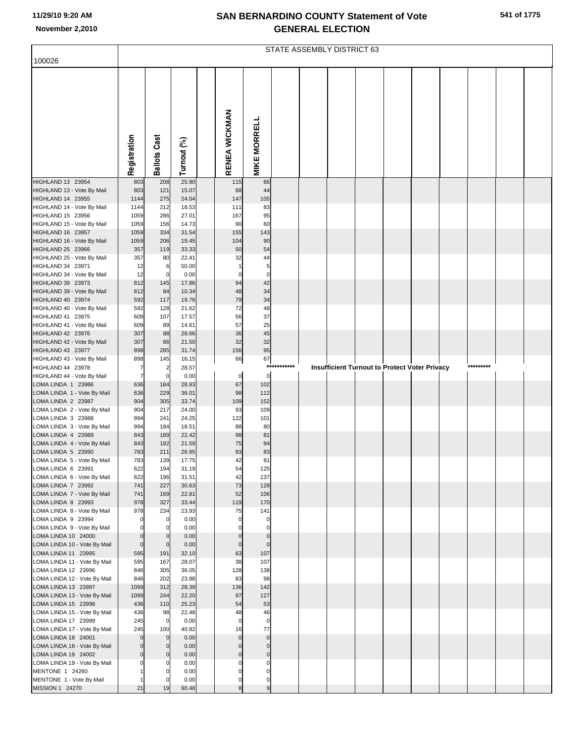# SAN BERNARDINO COUNTY Statement of Vote
## GENERAL ELECTION

11/29/10 9:20 AM
November 2,2010

100026

STATE ASSEMBLY DISTRICT 63

| | Registration | Ballots Cast | Turnout (%) | RENEA WICKMAN | MIKE MORRELL |
|---|---|---|---|---|---|
| HIGHLAND 13 23954 | 803 | 208 | 25.90 | 115 | 66 |
| HIGHLAND 13 - Vote By Mail | 803 | 121 | 15.07 | 68 | 44 |
| HIGHLAND 14 23955 | 1144 | 275 | 24.04 | 147 | 105 |
| HIGHLAND 14 - Vote By Mail | 1144 | 212 | 18.53 | 111 | 83 |
| HIGHLAND 15 23956 | 1059 | 286 | 27.01 | 167 | 95 |
| HIGHLAND 15 - Vote By Mail | 1059 | 156 | 14.73 | 90 | 60 |
| HIGHLAND 16 23957 | 1059 | 334 | 31.54 | 155 | 143 |
| HIGHLAND 16 - Vote By Mail | 1059 | 206 | 19.45 | 104 | 90 |
| HIGHLAND 25 23966 | 357 | 119 | 33.33 | 50 | 54 |
| HIGHLAND 25 - Vote By Mail | 357 | 80 | 22.41 | 32 | 44 |
| HIGHLAND 34 23971 | 12 | 6 | 50.00 | 1 | 5 |
| HIGHLAND 34 - Vote By Mail | 12 | 0 | 0.00 | 0 | 0 |
| HIGHLAND 39 23973 | 812 | 145 | 17.86 | 94 | 42 |
| HIGHLAND 39 - Vote By Mail | 812 | 84 | 10.34 | 48 | 34 |
| HIGHLAND 40 23974 | 592 | 117 | 19.76 | 79 | 34 |
| HIGHLAND 40 - Vote By Mail | 592 | 128 | 21.62 | 72 | 48 |
| HIGHLAND 41 23975 | 609 | 107 | 17.57 | 56 | 37 |
| HIGHLAND 41 - Vote By Mail | 609 | 89 | 14.61 | 57 | 25 |
| HIGHLAND 42 23976 | 307 | 88 | 28.66 | 36 | 45 |
| HIGHLAND 42 - Vote By Mail | 307 | 66 | 21.50 | 32 | 32 |
| HIGHLAND 43 23977 | 898 | 285 | 31.74 | 156 | 95 |
| HIGHLAND 43 - Vote By Mail | 898 | 145 | 16.15 | 66 | 67 |
| HIGHLAND 44 23978 | 7 | 2 | 28.57 | *********** Insufficient Turnout to Protect Voter Privacy ********* | |
| HIGHLAND 44 - Vote By Mail | 7 | 0 | 0.00 | 0 | 0 |
| LOMA LINDA 1 23986 | 636 | 184 | 28.93 | 67 | 102 |
| LOMA LINDA 1 - Vote By Mail | 636 | 229 | 36.01 | 98 | 112 |
| LOMA LINDA 2 23987 | 904 | 305 | 33.74 | 109 | 152 |
| LOMA LINDA 2 - Vote By Mail | 904 | 217 | 24.00 | 93 | 109 |
| LOMA LINDA 3 23988 | 994 | 241 | 24.25 | 122 | 101 |
| LOMA LINDA 3 - Vote By Mail | 994 | 184 | 18.51 | 88 | 80 |
| LOMA LINDA 4 23989 | 843 | 189 | 22.42 | 98 | 81 |
| LOMA LINDA 4 - Vote By Mail | 843 | 182 | 21.59 | 75 | 94 |
| LOMA LINDA 5 23990 | 783 | 211 | 26.95 | 93 | 83 |
| LOMA LINDA 5 - Vote By Mail | 783 | 139 | 17.75 | 42 | 81 |
| LOMA LINDA 6 23991 | 622 | 194 | 31.19 | 54 | 125 |
| LOMA LINDA 6 - Vote By Mail | 622 | 196 | 31.51 | 42 | 137 |
| LOMA LINDA 7 23992 | 741 | 227 | 30.63 | 73 | 129 |
| LOMA LINDA 7 - Vote By Mail | 741 | 169 | 22.81 | 52 | 106 |
| LOMA LINDA 8 23993 | 978 | 327 | 33.44 | 119 | 170 |
| LOMA LINDA 8 - Vote By Mail | 978 | 234 | 23.93 | 75 | 141 |
| LOMA LINDA 9 23994 | 0 | 0 | 0.00 | 0 | 0 |
| LOMA LINDA 9 - Vote By Mail | 0 | 0 | 0.00 | 0 | 0 |
| LOMA LINDA 10 24000 | 0 | 0 | 0.00 | 0 | 0 |
| LOMA LINDA 10 - Vote By Mail | 0 | 0 | 0.00 | 0 | 0 |
| LOMA LINDA 11 23995 | 595 | 191 | 32.10 | 63 | 107 |
| LOMA LINDA 11 - Vote By Mail | 595 | 167 | 28.07 | 38 | 107 |
| LOMA LINDA 12 23996 | 846 | 305 | 36.05 | 128 | 138 |
| LOMA LINDA 12 - Vote By Mail | 846 | 202 | 23.88 | 83 | 98 |
| LOMA LINDA 13 23997 | 1099 | 312 | 28.39 | 136 | 142 |
| LOMA LINDA 13 - Vote By Mail | 1099 | 244 | 22.20 | 97 | 127 |
| LOMA LINDA 15 23998 | 436 | 110 | 25.23 | 54 | 53 |
| LOMA LINDA 15 - Vote By Mail | 436 | 98 | 22.48 | 48 | 46 |
| LOMA LINDA 17 23999 | 245 | 0 | 0.00 | 0 | 0 |
| LOMA LINDA 17 - Vote By Mail | 245 | 100 | 40.82 | 16 | 77 |
| LOMA LINDA 18 24001 | 0 | 0 | 0.00 | 0 | 0 |
| LOMA LINDA 18 - Vote By Mail | 0 | 0 | 0.00 | 0 | 0 |
| LOMA LINDA 19 24002 | 0 | 0 | 0.00 | 0 | 0 |
| LOMA LINDA 19 - Vote By Mail | 0 | 0 | 0.00 | 0 | 0 |
| MENTONE 1 24260 | 1 | 0 | 0.00 | 0 | 0 |
| MENTONE 1 - Vote By Mail | 1 | 0 | 0.00 | 0 | 0 |
| MISSION 1 24270 | 21 | 19 | 90.48 | 8 | 9 |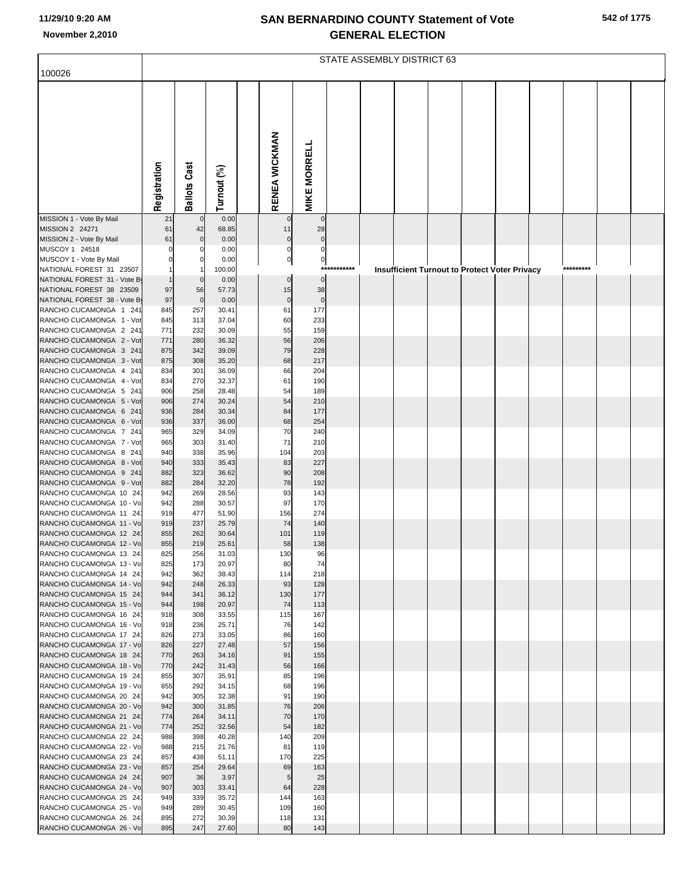# SAN BERNARDINO COUNTY Statement of Vote
## GENERAL ELECTION

11/29/10 9:20 AM
November 2,2010

100026

STATE ASSEMBLY DISTRICT 63

| | Registration | Ballots Cast | Turnout (%) | | RENEA WICKMAN | MIKE MORRELL |
|---|---|---|---|---|---|---|
| MISSION 1 - Vote By Mail | 21 | 0 | 0.00 | | 0 | 0 |
| MISSION 2 24271 | 61 | 42 | 68.85 | | 11 | 28 |
| MISSION 2 - Vote By Mail | 61 | 0 | 0.00 | | 0 | 0 |
| MUSCOY 1 24518 | 0 | 0 | 0.00 | | 0 | 0 |
| MUSCOY 1 - Vote By Mail | 0 | 0 | 0.00 | | 0 | 0 |
| NATIONAL FOREST 31 23507 | 1 | 1 | 100.00 | | *********** Insufficient Turnout to Protect Voter Privacy ********* | |
| NATIONAL FOREST 31 - Vote By | 1 | 0 | 0.00 | | 0 | 0 |
| NATIONAL FOREST 38 23509 | 97 | 56 | 57.73 | | 15 | 38 |
| NATIONAL FOREST 38 - Vote By | 97 | 0 | 0.00 | | 0 | 0 |
| RANCHO CUCAMONGA 1 241 | 845 | 257 | 30.41 | | 61 | 177 |
| RANCHO CUCAMONGA 1 - Vot | 845 | 313 | 37.04 | | 60 | 233 |
| RANCHO CUCAMONGA 2 241 | 771 | 232 | 30.09 | | 55 | 159 |
| RANCHO CUCAMONGA 2 - Vot | 771 | 280 | 36.32 | | 56 | 206 |
| RANCHO CUCAMONGA 3 241 | 875 | 342 | 39.09 | | 79 | 228 |
| RANCHO CUCAMONGA 3 - Vot | 875 | 308 | 35.20 | | 68 | 217 |
| RANCHO CUCAMONGA 4 241 | 834 | 301 | 36.09 | | 66 | 204 |
| RANCHO CUCAMONGA 4 - Vot | 834 | 270 | 32.37 | | 61 | 190 |
| RANCHO CUCAMONGA 5 241 | 906 | 258 | 28.48 | | 54 | 189 |
| RANCHO CUCAMONGA 5 - Vot | 906 | 274 | 30.24 | | 54 | 210 |
| RANCHO CUCAMONGA 6 241 | 936 | 284 | 30.34 | | 84 | 177 |
| RANCHO CUCAMONGA 6 - Vot | 936 | 337 | 36.00 | | 68 | 254 |
| RANCHO CUCAMONGA 7 241 | 965 | 329 | 34.09 | | 70 | 240 |
| RANCHO CUCAMONGA 7 - Vot | 965 | 303 | 31.40 | | 71 | 210 |
| RANCHO CUCAMONGA 8 241 | 940 | 338 | 35.96 | | 104 | 203 |
| RANCHO CUCAMONGA 8 - Vot | 940 | 333 | 35.43 | | 83 | 227 |
| RANCHO CUCAMONGA 9 241 | 882 | 323 | 36.62 | | 90 | 208 |
| RANCHO CUCAMONGA 9 - Vot | 882 | 284 | 32.20 | | 78 | 192 |
| RANCHO CUCAMONGA 10 24 | 942 | 269 | 28.56 | | 93 | 143 |
| RANCHO CUCAMONGA 10 - Vo | 942 | 288 | 30.57 | | 97 | 170 |
| RANCHO CUCAMONGA 11 24 | 919 | 477 | 51.90 | | 156 | 274 |
| RANCHO CUCAMONGA 11 - Vo | 919 | 237 | 25.79 | | 74 | 140 |
| RANCHO CUCAMONGA 12 24 | 855 | 262 | 30.64 | | 101 | 119 |
| RANCHO CUCAMONGA 12 - Vo | 855 | 219 | 25.61 | | 58 | 138 |
| RANCHO CUCAMONGA 13 24 | 825 | 256 | 31.03 | | 130 | 96 |
| RANCHO CUCAMONGA 13 - Vo | 825 | 173 | 20.97 | | 80 | 74 |
| RANCHO CUCAMONGA 14 24 | 942 | 362 | 38.43 | | 114 | 218 |
| RANCHO CUCAMONGA 14 - Vo | 942 | 248 | 26.33 | | 93 | 128 |
| RANCHO CUCAMONGA 15 24 | 944 | 341 | 36.12 | | 130 | 177 |
| RANCHO CUCAMONGA 15 - Vo | 944 | 198 | 20.97 | | 74 | 113 |
| RANCHO CUCAMONGA 16 24 | 918 | 308 | 33.55 | | 115 | 167 |
| RANCHO CUCAMONGA 16 - Vo | 918 | 236 | 25.71 | | 76 | 142 |
| RANCHO CUCAMONGA 17 24 | 826 | 273 | 33.05 | | 86 | 160 |
| RANCHO CUCAMONGA 17 - Vo | 826 | 227 | 27.48 | | 57 | 156 |
| RANCHO CUCAMONGA 18 24 | 770 | 263 | 34.16 | | 91 | 155 |
| RANCHO CUCAMONGA 18 - Vo | 770 | 242 | 31.43 | | 56 | 166 |
| RANCHO CUCAMONGA 19 24 | 855 | 307 | 35.91 | | 85 | 196 |
| RANCHO CUCAMONGA 19 - Vo | 855 | 292 | 34.15 | | 68 | 196 |
| RANCHO CUCAMONGA 20 24 | 942 | 305 | 32.38 | | 91 | 190 |
| RANCHO CUCAMONGA 20 - Vo | 942 | 300 | 31.85 | | 76 | 206 |
| RANCHO CUCAMONGA 21 24 | 774 | 264 | 34.11 | | 70 | 170 |
| RANCHO CUCAMONGA 21 - Vo | 774 | 252 | 32.56 | | 54 | 182 |
| RANCHO CUCAMONGA 22 24 | 988 | 398 | 40.28 | | 140 | 209 |
| RANCHO CUCAMONGA 22 - Vo | 988 | 215 | 21.76 | | 81 | 119 |
| RANCHO CUCAMONGA 23 24 | 857 | 438 | 51.11 | | 170 | 225 |
| RANCHO CUCAMONGA 23 - Vo | 857 | 254 | 29.64 | | 69 | 163 |
| RANCHO CUCAMONGA 24 24 | 907 | 36 | 3.97 | | 5 | 25 |
| RANCHO CUCAMONGA 24 - Vo | 907 | 303 | 33.41 | | 64 | 228 |
| RANCHO CUCAMONGA 25 24 | 949 | 339 | 35.72 | | 144 | 163 |
| RANCHO CUCAMONGA 25 - Vo | 949 | 289 | 30.45 | | 109 | 160 |
| RANCHO CUCAMONGA 26 24 | 895 | 272 | 30.39 | | 118 | 131 |
| RANCHO CUCAMONGA 26 - Vo | 895 | 247 | 27.60 | | 80 | 143 |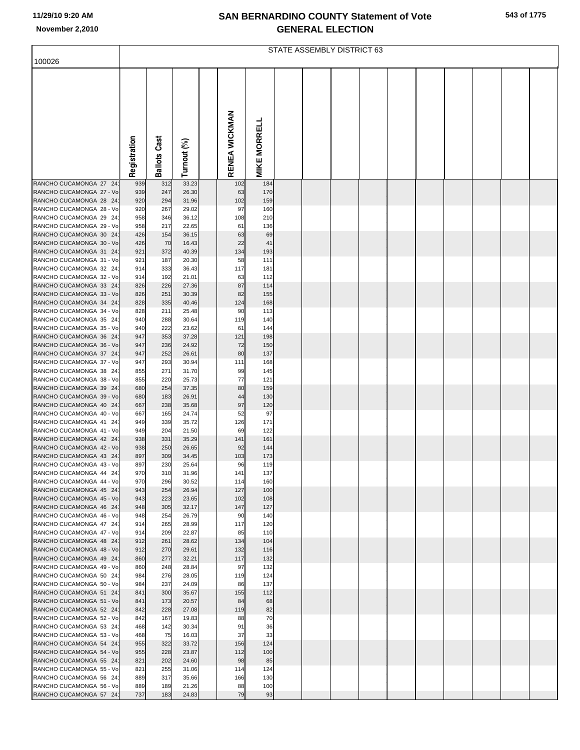# SAN BERNARDINO COUNTY Statement of Vote
## GENERAL ELECTION

11/29/10 9:20 AM
November 2,2010

100026

| | Registration | Ballots Cast | Turnout (%) | | STATE ASSEMBLY DISTRICT 63 RENEA WICKMAN | MIKE MORRELL |
|---|---|---|---|---|---|---|
| RANCHO CUCAMONGA 27 24 | 939 | 312 | 33.23 | | 102 | 184 |
| RANCHO CUCAMONGA 27 - Vo | 939 | 247 | 26.30 | | 63 | 170 |
| RANCHO CUCAMONGA 28 24 | 920 | 294 | 31.96 | | 102 | 159 |
| RANCHO CUCAMONGA 28 - Vo | 920 | 267 | 29.02 | | 97 | 160 |
| RANCHO CUCAMONGA 29 24 | 958 | 346 | 36.12 | | 108 | 210 |
| RANCHO CUCAMONGA 29 - Vo | 958 | 217 | 22.65 | | 61 | 136 |
| RANCHO CUCAMONGA 30 24 | 426 | 154 | 36.15 | | 63 | 69 |
| RANCHO CUCAMONGA 30 - Vo | 426 | 70 | 16.43 | | 22 | 41 |
| RANCHO CUCAMONGA 31 24 | 921 | 372 | 40.39 | | 134 | 193 |
| RANCHO CUCAMONGA 31 - Vo | 921 | 187 | 20.30 | | 58 | 111 |
| RANCHO CUCAMONGA 32 24 | 914 | 333 | 36.43 | | 117 | 181 |
| RANCHO CUCAMONGA 32 - Vo | 914 | 192 | 21.01 | | 63 | 112 |
| RANCHO CUCAMONGA 33 24 | 826 | 226 | 27.36 | | 87 | 114 |
| RANCHO CUCAMONGA 33 - Vo | 826 | 251 | 30.39 | | 82 | 155 |
| RANCHO CUCAMONGA 34 24 | 828 | 335 | 40.46 | | 124 | 168 |
| RANCHO CUCAMONGA 34 - Vo | 828 | 211 | 25.48 | | 90 | 113 |
| RANCHO CUCAMONGA 35 24 | 940 | 288 | 30.64 | | 119 | 140 |
| RANCHO CUCAMONGA 35 - Vo | 940 | 222 | 23.62 | | 61 | 144 |
| RANCHO CUCAMONGA 36 24 | 947 | 353 | 37.28 | | 121 | 198 |
| RANCHO CUCAMONGA 36 - Vo | 947 | 236 | 24.92 | | 72 | 150 |
| RANCHO CUCAMONGA 37 24 | 947 | 252 | 26.61 | | 80 | 137 |
| RANCHO CUCAMONGA 37 - Vo | 947 | 293 | 30.94 | | 111 | 168 |
| RANCHO CUCAMONGA 38 24 | 855 | 271 | 31.70 | | 99 | 145 |
| RANCHO CUCAMONGA 38 - Vo | 855 | 220 | 25.73 | | 77 | 121 |
| RANCHO CUCAMONGA 39 24 | 680 | 254 | 37.35 | | 80 | 159 |
| RANCHO CUCAMONGA 39 - Vo | 680 | 183 | 26.91 | | 44 | 130 |
| RANCHO CUCAMONGA 40 24 | 667 | 238 | 35.68 | | 97 | 120 |
| RANCHO CUCAMONGA 40 - Vo | 667 | 165 | 24.74 | | 52 | 97 |
| RANCHO CUCAMONGA 41 24 | 949 | 339 | 35.72 | | 126 | 171 |
| RANCHO CUCAMONGA 41 - Vo | 949 | 204 | 21.50 | | 69 | 122 |
| RANCHO CUCAMONGA 42 24 | 938 | 331 | 35.29 | | 141 | 161 |
| RANCHO CUCAMONGA 42 - Vo | 938 | 250 | 26.65 | | 92 | 144 |
| RANCHO CUCAMONGA 43 24 | 897 | 309 | 34.45 | | 103 | 173 |
| RANCHO CUCAMONGA 43 - Vo | 897 | 230 | 25.64 | | 96 | 119 |
| RANCHO CUCAMONGA 44 24 | 970 | 310 | 31.96 | | 141 | 137 |
| RANCHO CUCAMONGA 44 - Vo | 970 | 296 | 30.52 | | 114 | 160 |
| RANCHO CUCAMONGA 45 24 | 943 | 254 | 26.94 | | 127 | 100 |
| RANCHO CUCAMONGA 45 - Vo | 943 | 223 | 23.65 | | 102 | 108 |
| RANCHO CUCAMONGA 46 24 | 948 | 305 | 32.17 | | 147 | 127 |
| RANCHO CUCAMONGA 46 - Vo | 948 | 254 | 26.79 | | 90 | 140 |
| RANCHO CUCAMONGA 47 24 | 914 | 265 | 28.99 | | 117 | 120 |
| RANCHO CUCAMONGA 47 - Vo | 914 | 209 | 22.87 | | 85 | 110 |
| RANCHO CUCAMONGA 48 24 | 912 | 261 | 28.62 | | 134 | 104 |
| RANCHO CUCAMONGA 48 - Vo | 912 | 270 | 29.61 | | 132 | 116 |
| RANCHO CUCAMONGA 49 24 | 860 | 277 | 32.21 | | 117 | 132 |
| RANCHO CUCAMONGA 49 - Vo | 860 | 248 | 28.84 | | 97 | 132 |
| RANCHO CUCAMONGA 50 24 | 984 | 276 | 28.05 | | 119 | 124 |
| RANCHO CUCAMONGA 50 - Vo | 984 | 237 | 24.09 | | 86 | 137 |
| RANCHO CUCAMONGA 51 24 | 841 | 300 | 35.67 | | 155 | 112 |
| RANCHO CUCAMONGA 51 - Vo | 841 | 173 | 20.57 | | 84 | 68 |
| RANCHO CUCAMONGA 52 24 | 842 | 228 | 27.08 | | 119 | 82 |
| RANCHO CUCAMONGA 52 - Vo | 842 | 167 | 19.83 | | 88 | 70 |
| RANCHO CUCAMONGA 53 24 | 468 | 142 | 30.34 | | 91 | 36 |
| RANCHO CUCAMONGA 53 - Vo | 468 | 75 | 16.03 | | 37 | 33 |
| RANCHO CUCAMONGA 54 24 | 955 | 322 | 33.72 | | 156 | 124 |
| RANCHO CUCAMONGA 54 - Vo | 955 | 228 | 23.87 | | 112 | 100 |
| RANCHO CUCAMONGA 55 24 | 821 | 202 | 24.60 | | 98 | 85 |
| RANCHO CUCAMONGA 55 - Vo | 821 | 255 | 31.06 | | 114 | 124 |
| RANCHO CUCAMONGA 56 24 | 889 | 317 | 35.66 | | 166 | 130 |
| RANCHO CUCAMONGA 56 - Vo | 889 | 189 | 21.26 | | 88 | 100 |
| RANCHO CUCAMONGA 57 24 | 737 | 183 | 24.83 | | 79 | 93 |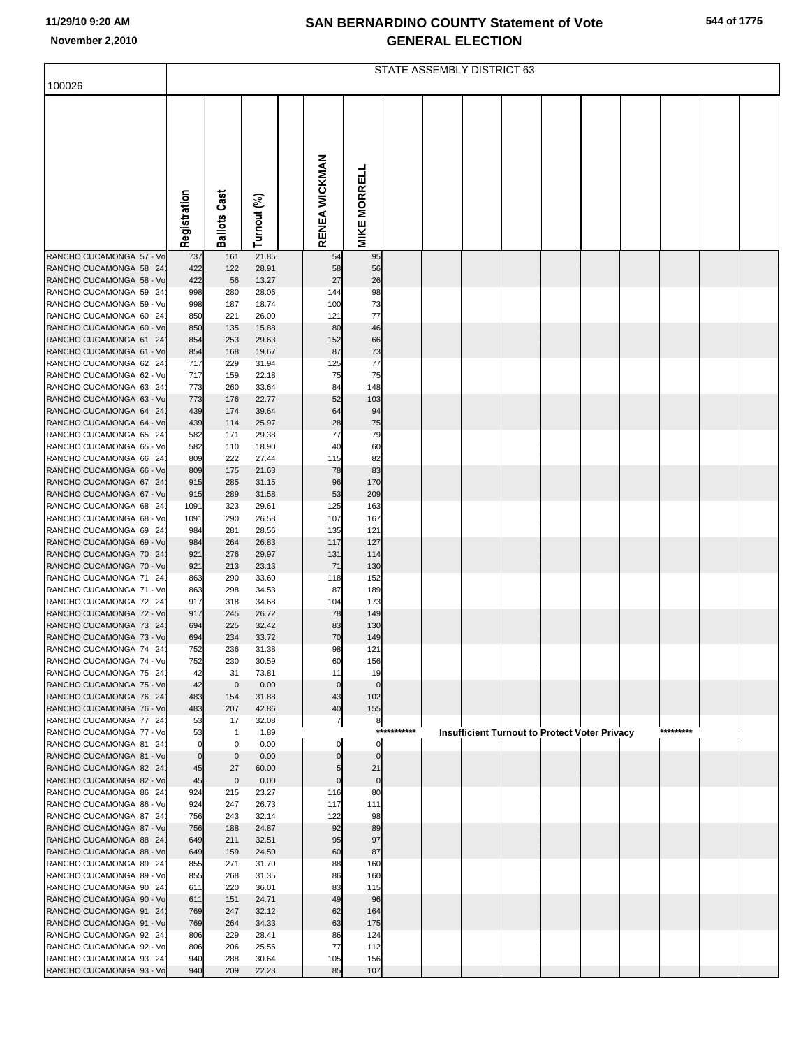# SAN BERNARDINO COUNTY Statement of Vote
## GENERAL ELECTION

11/29/10 9:20 AM
November 2,2010

STATE ASSEMBLY DISTRICT 63

100026

| | Registration | Ballots Cast | Turnout (%) | | RENEA WICKMAN | MIKE MORRELL |
|---|---|---|---|---|---|---|
| RANCHO CUCAMONGA 57 - Vo | 737 | 161 | 21.85 | | 54 | 95 |
| RANCHO CUCAMONGA 58 24 | 422 | 122 | 28.91 | | 58 | 56 |
| RANCHO CUCAMONGA 58 - Vo | 422 | 56 | 13.27 | | 27 | 26 |
| RANCHO CUCAMONGA 59 24 | 998 | 280 | 28.06 | | 144 | 98 |
| RANCHO CUCAMONGA 59 - Vo | 998 | 187 | 18.74 | | 100 | 73 |
| RANCHO CUCAMONGA 60 24 | 850 | 221 | 26.00 | | 121 | 77 |
| RANCHO CUCAMONGA 60 - Vo | 850 | 135 | 15.88 | | 80 | 46 |
| RANCHO CUCAMONGA 61 24 | 854 | 253 | 29.63 | | 152 | 66 |
| RANCHO CUCAMONGA 61 - Vo | 854 | 168 | 19.67 | | 87 | 73 |
| RANCHO CUCAMONGA 62 24 | 717 | 229 | 31.94 | | 125 | 77 |
| RANCHO CUCAMONGA 62 - Vo | 717 | 159 | 22.18 | | 75 | 75 |
| RANCHO CUCAMONGA 63 24 | 773 | 260 | 33.64 | | 84 | 148 |
| RANCHO CUCAMONGA 63 - Vo | 773 | 176 | 22.77 | | 52 | 103 |
| RANCHO CUCAMONGA 64 24 | 439 | 174 | 39.64 | | 64 | 94 |
| RANCHO CUCAMONGA 64 - Vo | 439 | 114 | 25.97 | | 28 | 75 |
| RANCHO CUCAMONGA 65 24 | 582 | 171 | 29.38 | | 77 | 79 |
| RANCHO CUCAMONGA 65 - Vo | 582 | 110 | 18.90 | | 40 | 60 |
| RANCHO CUCAMONGA 66 24 | 809 | 222 | 27.44 | | 115 | 82 |
| RANCHO CUCAMONGA 66 - Vo | 809 | 175 | 21.63 | | 78 | 83 |
| RANCHO CUCAMONGA 67 24 | 915 | 285 | 31.15 | | 96 | 170 |
| RANCHO CUCAMONGA 67 - Vo | 915 | 289 | 31.58 | | 53 | 209 |
| RANCHO CUCAMONGA 68 24 | 1091 | 323 | 29.61 | | 125 | 163 |
| RANCHO CUCAMONGA 68 - Vo | 1091 | 290 | 26.58 | | 107 | 167 |
| RANCHO CUCAMONGA 69 24 | 984 | 281 | 28.56 | | 135 | 121 |
| RANCHO CUCAMONGA 69 - Vo | 984 | 264 | 26.83 | | 117 | 127 |
| RANCHO CUCAMONGA 70 24 | 921 | 276 | 29.97 | | 131 | 114 |
| RANCHO CUCAMONGA 70 - Vo | 921 | 213 | 23.13 | | 71 | 130 |
| RANCHO CUCAMONGA 71 24 | 863 | 290 | 33.60 | | 118 | 152 |
| RANCHO CUCAMONGA 71 - Vo | 863 | 298 | 34.53 | | 87 | 189 |
| RANCHO CUCAMONGA 72 24 | 917 | 318 | 34.68 | | 104 | 173 |
| RANCHO CUCAMONGA 72 - Vo | 917 | 245 | 26.72 | | 78 | 149 |
| RANCHO CUCAMONGA 73 24 | 694 | 225 | 32.42 | | 83 | 130 |
| RANCHO CUCAMONGA 73 - Vo | 694 | 234 | 33.72 | | 70 | 149 |
| RANCHO CUCAMONGA 74 24 | 752 | 236 | 31.38 | | 98 | 121 |
| RANCHO CUCAMONGA 74 - Vo | 752 | 230 | 30.59 | | 60 | 156 |
| RANCHO CUCAMONGA 75 24 | 42 | 31 | 73.81 | | 11 | 19 |
| RANCHO CUCAMONGA 75 - Vo | 42 | 0 | 0.00 | | 0 | 0 |
| RANCHO CUCAMONGA 76 24 | 483 | 154 | 31.88 | | 43 | 102 |
| RANCHO CUCAMONGA 76 - Vo | 483 | 207 | 42.86 | | 40 | 155 |
| RANCHO CUCAMONGA 77 24 | 53 | 17 | 32.08 | | 7 | 8 |
| RANCHO CUCAMONGA 77 - Vo | 53 | 1 | 1.89 | | | *********** Insufficient Turnout to Protect Voter Privacy ********* |
| RANCHO CUCAMONGA 81 24 | 0 | 0 | 0.00 | | 0 | 0 |
| RANCHO CUCAMONGA 81 - Vo | 0 | 0 | 0.00 | | 0 | 0 |
| RANCHO CUCAMONGA 82 24 | 45 | 27 | 60.00 | | 5 | 21 |
| RANCHO CUCAMONGA 82 - Vo | 45 | 0 | 0.00 | | 0 | 0 |
| RANCHO CUCAMONGA 86 24 | 924 | 215 | 23.27 | | 116 | 80 |
| RANCHO CUCAMONGA 86 - Vo | 924 | 247 | 26.73 | | 117 | 111 |
| RANCHO CUCAMONGA 87 24 | 756 | 243 | 32.14 | | 122 | 98 |
| RANCHO CUCAMONGA 87 - Vo | 756 | 188 | 24.87 | | 92 | 89 |
| RANCHO CUCAMONGA 88 24 | 649 | 211 | 32.51 | | 95 | 97 |
| RANCHO CUCAMONGA 88 - Vo | 649 | 159 | 24.50 | | 60 | 87 |
| RANCHO CUCAMONGA 89 24 | 855 | 271 | 31.70 | | 88 | 160 |
| RANCHO CUCAMONGA 89 - Vo | 855 | 268 | 31.35 | | 86 | 160 |
| RANCHO CUCAMONGA 90 24 | 611 | 220 | 36.01 | | 83 | 115 |
| RANCHO CUCAMONGA 90 - Vo | 611 | 151 | 24.71 | | 49 | 96 |
| RANCHO CUCAMONGA 91 24 | 769 | 247 | 32.12 | | 62 | 164 |
| RANCHO CUCAMONGA 91 - Vo | 769 | 264 | 34.33 | | 63 | 175 |
| RANCHO CUCAMONGA 92 24 | 806 | 229 | 28.41 | | 86 | 124 |
| RANCHO CUCAMONGA 92 - Vo | 806 | 206 | 25.56 | | 77 | 112 |
| RANCHO CUCAMONGA 93 24 | 940 | 288 | 30.64 | | 105 | 156 |
| RANCHO CUCAMONGA 93 - Vo | 940 | 209 | 22.23 | | 85 | 107 |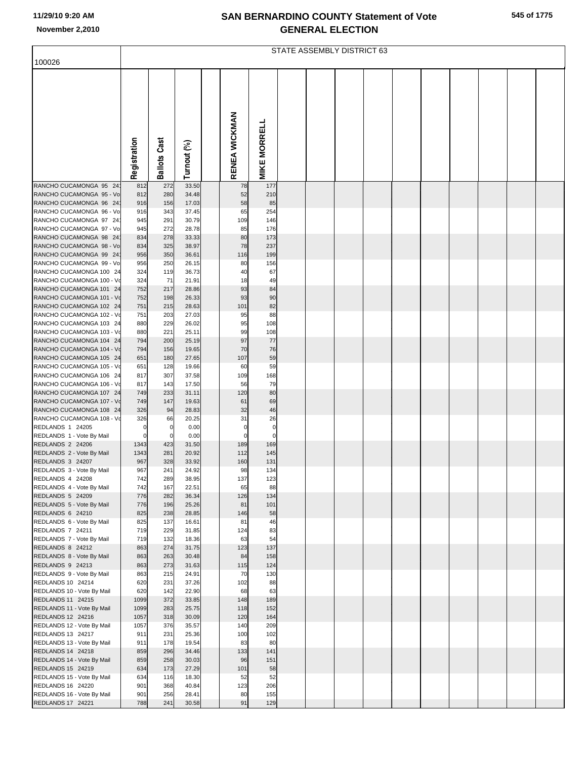# SAN BERNARDINO COUNTY Statement of Vote
## GENERAL ELECTION

11/29/10 9:20 AM
November 2,2010

100026

STATE ASSEMBLY DISTRICT 63

| | Registration | Ballots Cast | Turnout (%) | RENEA WICKMAN | MIKE MORRELL |
|---|---|---|---|---|---|
| RANCHO CUCAMONGA 95 24 | 812 | 272 | 33.50 | 78 | 177 |
| RANCHO CUCAMONGA 95 - Vo | 812 | 280 | 34.48 | 52 | 210 |
| RANCHO CUCAMONGA 96 24 | 916 | 156 | 17.03 | 58 | 85 |
| RANCHO CUCAMONGA 96 - Vo | 916 | 343 | 37.45 | 65 | 254 |
| RANCHO CUCAMONGA 97 24 | 945 | 291 | 30.79 | 109 | 146 |
| RANCHO CUCAMONGA 97 - Vo | 945 | 272 | 28.78 | 85 | 176 |
| RANCHO CUCAMONGA 98 24 | 834 | 278 | 33.33 | 80 | 173 |
| RANCHO CUCAMONGA 98 - Vo | 834 | 325 | 38.97 | 78 | 237 |
| RANCHO CUCAMONGA 99 24 | 956 | 350 | 36.61 | 116 | 199 |
| RANCHO CUCAMONGA 99 - Vo | 956 | 250 | 26.15 | 80 | 156 |
| RANCHO CUCAMONGA 100 24 | 324 | 119 | 36.73 | 40 | 67 |
| RANCHO CUCAMONGA 100 - Vo | 324 | 71 | 21.91 | 18 | 49 |
| RANCHO CUCAMONGA 101 24 | 752 | 217 | 28.86 | 93 | 84 |
| RANCHO CUCAMONGA 101 - Vo | 752 | 198 | 26.33 | 93 | 90 |
| RANCHO CUCAMONGA 102 24 | 751 | 215 | 28.63 | 101 | 82 |
| RANCHO CUCAMONGA 102 - Vo | 751 | 203 | 27.03 | 95 | 88 |
| RANCHO CUCAMONGA 103 24 | 880 | 229 | 26.02 | 95 | 108 |
| RANCHO CUCAMONGA 103 - Vo | 880 | 221 | 25.11 | 99 | 108 |
| RANCHO CUCAMONGA 104 24 | 794 | 200 | 25.19 | 97 | 77 |
| RANCHO CUCAMONGA 104 - Vo | 794 | 156 | 19.65 | 70 | 76 |
| RANCHO CUCAMONGA 105 24 | 651 | 180 | 27.65 | 107 | 59 |
| RANCHO CUCAMONGA 105 - Vo | 651 | 128 | 19.66 | 60 | 59 |
| RANCHO CUCAMONGA 106 24 | 817 | 307 | 37.58 | 109 | 168 |
| RANCHO CUCAMONGA 106 - Vo | 817 | 143 | 17.50 | 56 | 79 |
| RANCHO CUCAMONGA 107 24 | 749 | 233 | 31.11 | 120 | 80 |
| RANCHO CUCAMONGA 107 - Vo | 749 | 147 | 19.63 | 61 | 69 |
| RANCHO CUCAMONGA 108 24 | 326 | 94 | 28.83 | 32 | 46 |
| RANCHO CUCAMONGA 108 - Vo | 326 | 66 | 20.25 | 31 | 26 |
| REDLANDS 1 24205 | 0 | 0 | 0.00 | 0 | 0 |
| REDLANDS 1 - Vote By Mail | 0 | 0 | 0.00 | 0 | 0 |
| REDLANDS 2 24206 | 1343 | 423 | 31.50 | 189 | 169 |
| REDLANDS 2 - Vote By Mail | 1343 | 281 | 20.92 | 112 | 145 |
| REDLANDS 3 24207 | 967 | 328 | 33.92 | 160 | 131 |
| REDLANDS 3 - Vote By Mail | 967 | 241 | 24.92 | 98 | 134 |
| REDLANDS 4 24208 | 742 | 289 | 38.95 | 137 | 123 |
| REDLANDS 4 - Vote By Mail | 742 | 167 | 22.51 | 65 | 88 |
| REDLANDS 5 24209 | 776 | 282 | 36.34 | 126 | 134 |
| REDLANDS 5 - Vote By Mail | 776 | 196 | 25.26 | 81 | 101 |
| REDLANDS 6 24210 | 825 | 238 | 28.85 | 146 | 58 |
| REDLANDS 6 - Vote By Mail | 825 | 137 | 16.61 | 81 | 46 |
| REDLANDS 7 24211 | 719 | 229 | 31.85 | 124 | 83 |
| REDLANDS 7 - Vote By Mail | 719 | 132 | 18.36 | 63 | 54 |
| REDLANDS 8 24212 | 863 | 274 | 31.75 | 123 | 137 |
| REDLANDS 8 - Vote By Mail | 863 | 263 | 30.48 | 84 | 158 |
| REDLANDS 9 24213 | 863 | 273 | 31.63 | 115 | 124 |
| REDLANDS 9 - Vote By Mail | 863 | 215 | 24.91 | 70 | 130 |
| REDLANDS 10 24214 | 620 | 231 | 37.26 | 102 | 88 |
| REDLANDS 10 - Vote By Mail | 620 | 142 | 22.90 | 68 | 63 |
| REDLANDS 11 24215 | 1099 | 372 | 33.85 | 148 | 189 |
| REDLANDS 11 - Vote By Mail | 1099 | 283 | 25.75 | 118 | 152 |
| REDLANDS 12 24216 | 1057 | 318 | 30.09 | 120 | 164 |
| REDLANDS 12 - Vote By Mail | 1057 | 376 | 35.57 | 140 | 209 |
| REDLANDS 13 24217 | 911 | 231 | 25.36 | 100 | 102 |
| REDLANDS 13 - Vote By Mail | 911 | 178 | 19.54 | 83 | 80 |
| REDLANDS 14 24218 | 859 | 296 | 34.46 | 133 | 141 |
| REDLANDS 14 - Vote By Mail | 859 | 258 | 30.03 | 96 | 151 |
| REDLANDS 15 24219 | 634 | 173 | 27.29 | 101 | 58 |
| REDLANDS 15 - Vote By Mail | 634 | 116 | 18.30 | 52 | 52 |
| REDLANDS 16 24220 | 901 | 368 | 40.84 | 123 | 206 |
| REDLANDS 16 - Vote By Mail | 901 | 256 | 28.41 | 80 | 155 |
| REDLANDS 17 24221 | 788 | 241 | 30.58 | 91 | 129 |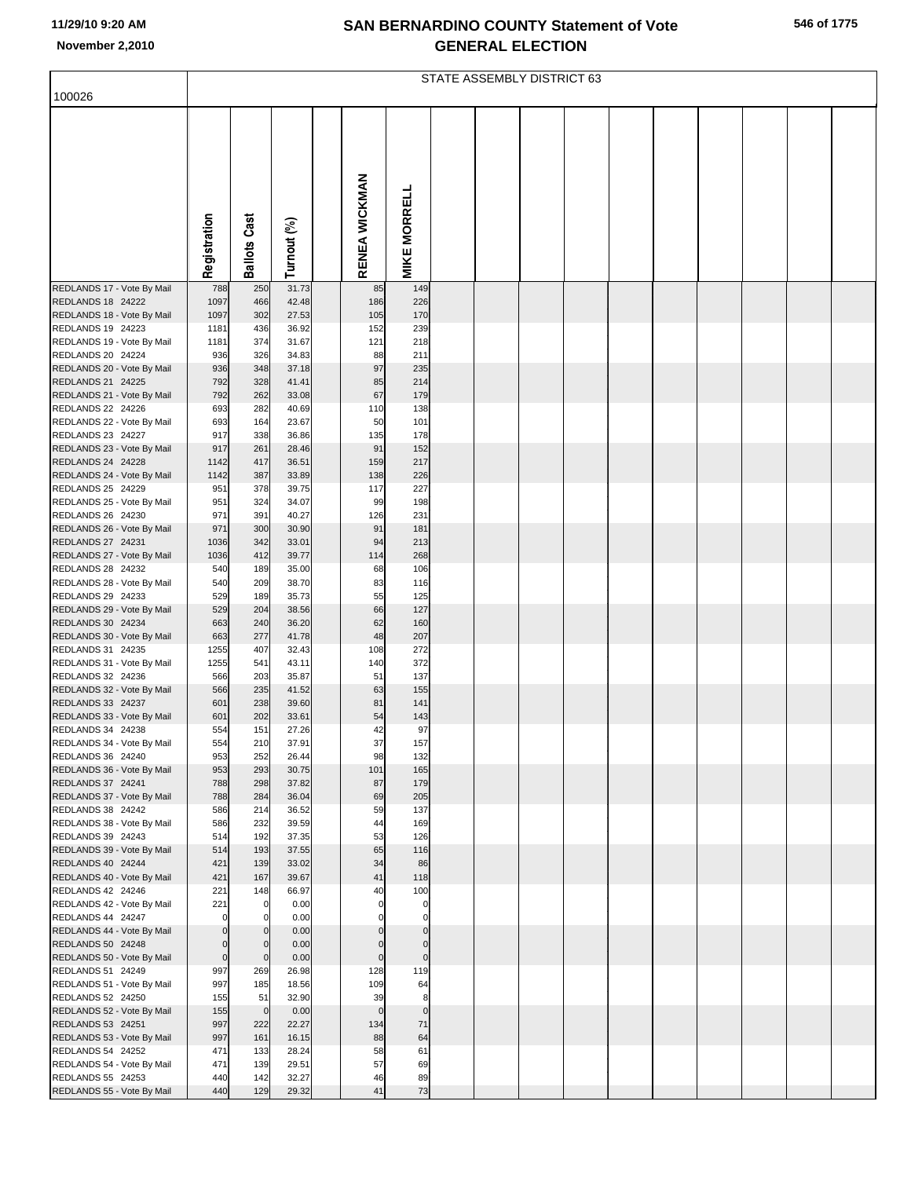# SAN BERNARDINO COUNTY Statement of Vote
## GENERAL ELECTION

November 2,2010

| 100026 | Registration | Ballots Cast | Turnout (%) | | RENEA WICKMAN | MIKE MORRELL |
|---|---|---|---|---|---|---|
| | STATE ASSEMBLY DISTRICT 63 | | | | | |
| REDLANDS 17 - Vote By Mail | 788 | 250 | 31.73 | | 85 | 149 |
| REDLANDS 18 24222 | 1097 | 466 | 42.48 | | 186 | 226 |
| REDLANDS 18 - Vote By Mail | 1097 | 302 | 27.53 | | 105 | 170 |
| REDLANDS 19 24223 | 1181 | 436 | 36.92 | | 152 | 239 |
| REDLANDS 19 - Vote By Mail | 1181 | 374 | 31.67 | | 121 | 218 |
| REDLANDS 20 24224 | 936 | 326 | 34.83 | | 88 | 211 |
| REDLANDS 20 - Vote By Mail | 936 | 348 | 37.18 | | 97 | 235 |
| REDLANDS 21 24225 | 792 | 328 | 41.41 | | 85 | 214 |
| REDLANDS 21 - Vote By Mail | 792 | 262 | 33.08 | | 67 | 179 |
| REDLANDS 22 24226 | 693 | 282 | 40.69 | | 110 | 138 |
| REDLANDS 22 - Vote By Mail | 693 | 164 | 23.67 | | 50 | 101 |
| REDLANDS 23 24227 | 917 | 338 | 36.86 | | 135 | 178 |
| REDLANDS 23 - Vote By Mail | 917 | 261 | 28.46 | | 91 | 152 |
| REDLANDS 24 24228 | 1142 | 417 | 36.51 | | 159 | 217 |
| REDLANDS 24 - Vote By Mail | 1142 | 387 | 33.89 | | 138 | 226 |
| REDLANDS 25 24229 | 951 | 378 | 39.75 | | 117 | 227 |
| REDLANDS 25 - Vote By Mail | 951 | 324 | 34.07 | | 99 | 198 |
| REDLANDS 26 24230 | 971 | 391 | 40.27 | | 126 | 231 |
| REDLANDS 26 - Vote By Mail | 971 | 300 | 30.90 | | 91 | 181 |
| REDLANDS 27 24231 | 1036 | 342 | 33.01 | | 94 | 213 |
| REDLANDS 27 - Vote By Mail | 1036 | 412 | 39.77 | | 114 | 268 |
| REDLANDS 28 24232 | 540 | 189 | 35.00 | | 68 | 106 |
| REDLANDS 28 - Vote By Mail | 540 | 209 | 38.70 | | 83 | 116 |
| REDLANDS 29 24233 | 529 | 189 | 35.73 | | 55 | 125 |
| REDLANDS 29 - Vote By Mail | 529 | 204 | 38.56 | | 66 | 127 |
| REDLANDS 30 24234 | 663 | 240 | 36.20 | | 62 | 160 |
| REDLANDS 30 - Vote By Mail | 663 | 277 | 41.78 | | 48 | 207 |
| REDLANDS 31 24235 | 1255 | 407 | 32.43 | | 108 | 272 |
| REDLANDS 31 - Vote By Mail | 1255 | 541 | 43.11 | | 140 | 372 |
| REDLANDS 32 24236 | 566 | 203 | 35.87 | | 51 | 137 |
| REDLANDS 32 - Vote By Mail | 566 | 235 | 41.52 | | 63 | 155 |
| REDLANDS 33 24237 | 601 | 238 | 39.60 | | 81 | 141 |
| REDLANDS 33 - Vote By Mail | 601 | 202 | 33.61 | | 54 | 143 |
| REDLANDS 34 24238 | 554 | 151 | 27.26 | | 42 | 97 |
| REDLANDS 34 - Vote By Mail | 554 | 210 | 37.91 | | 37 | 157 |
| REDLANDS 36 24240 | 953 | 252 | 26.44 | | 98 | 132 |
| REDLANDS 36 - Vote By Mail | 953 | 293 | 30.75 | | 101 | 165 |
| REDLANDS 37 24241 | 788 | 298 | 37.82 | | 87 | 179 |
| REDLANDS 37 - Vote By Mail | 788 | 284 | 36.04 | | 69 | 205 |
| REDLANDS 38 24242 | 586 | 214 | 36.52 | | 59 | 137 |
| REDLANDS 38 - Vote By Mail | 586 | 232 | 39.59 | | 44 | 169 |
| REDLANDS 39 24243 | 514 | 192 | 37.35 | | 53 | 126 |
| REDLANDS 39 - Vote By Mail | 514 | 193 | 37.55 | | 65 | 116 |
| REDLANDS 40 24244 | 421 | 139 | 33.02 | | 34 | 86 |
| REDLANDS 40 - Vote By Mail | 421 | 167 | 39.67 | | 41 | 118 |
| REDLANDS 42 24246 | 221 | 148 | 66.97 | | 40 | 100 |
| REDLANDS 42 - Vote By Mail | 221 | 0 | 0.00 | | 0 | 0 |
| REDLANDS 44 24247 | 0 | 0 | 0.00 | | 0 | 0 |
| REDLANDS 44 - Vote By Mail | 0 | 0 | 0.00 | | 0 | 0 |
| REDLANDS 50 24248 | 0 | 0 | 0.00 | | 0 | 0 |
| REDLANDS 50 - Vote By Mail | 0 | 0 | 0.00 | | 0 | 0 |
| REDLANDS 51 24249 | 997 | 269 | 26.98 | | 128 | 119 |
| REDLANDS 51 - Vote By Mail | 997 | 185 | 18.56 | | 109 | 64 |
| REDLANDS 52 24250 | 155 | 51 | 32.90 | | 39 | 8 |
| REDLANDS 52 - Vote By Mail | 155 | 0 | 0.00 | | 0 | 0 |
| REDLANDS 53 24251 | 997 | 222 | 22.27 | | 134 | 71 |
| REDLANDS 53 - Vote By Mail | 997 | 161 | 16.15 | | 88 | 64 |
| REDLANDS 54 24252 | 471 | 133 | 28.24 | | 58 | 61 |
| REDLANDS 54 - Vote By Mail | 471 | 139 | 29.51 | | 57 | 69 |
| REDLANDS 55 24253 | 440 | 142 | 32.27 | | 46 | 89 |
| REDLANDS 55 - Vote By Mail | 440 | 129 | 29.32 | | 41 | 73 |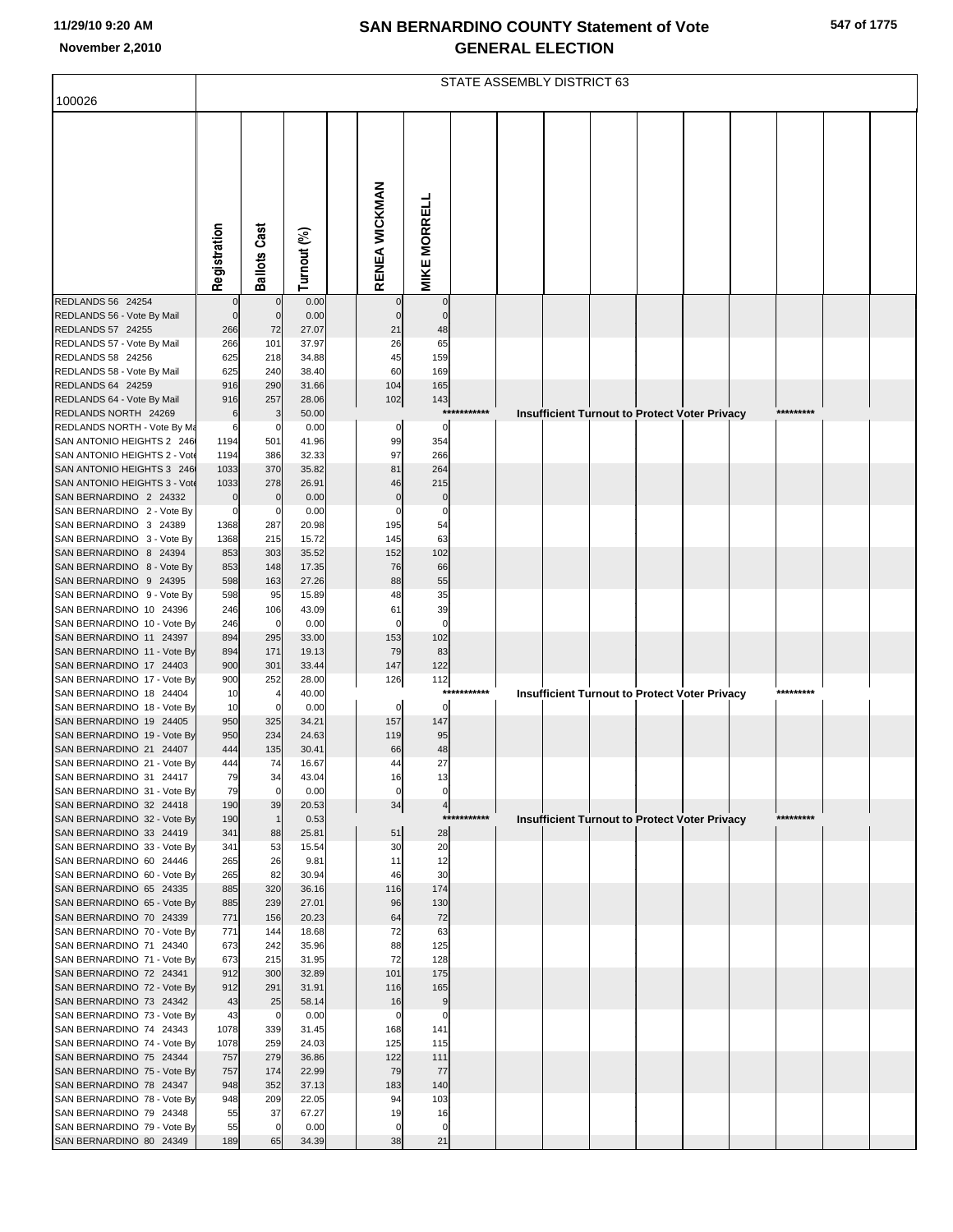# SAN BERNARDINO COUNTY Statement of Vote
## GENERAL ELECTION

11/29/10 9:20 AM
November 2,2010

100026

STATE ASSEMBLY DISTRICT 63

| | Registration | Ballots Cast | Turnout (%) | RENEA WICKMAN | MIKE MORRELL |
|---|---|---|---|---|---|
| REDLANDS 56 24254 | 0 | 0 | 0.00 | 0 | 0 |
| REDLANDS 56 - Vote By Mail | 0 | 0 | 0.00 | 0 | 0 |
| REDLANDS 57 24255 | 266 | 72 | 27.07 | 21 | 48 |
| REDLANDS 57 - Vote By Mail | 266 | 101 | 37.97 | 26 | 65 |
| REDLANDS 58 24256 | 625 | 218 | 34.88 | 45 | 159 |
| REDLANDS 58 - Vote By Mail | 625 | 240 | 38.40 | 60 | 169 |
| REDLANDS 64 24259 | 916 | 290 | 31.66 | 104 | 165 |
| REDLANDS 64 - Vote By Mail | 916 | 257 | 28.06 | 102 | 143 |
| REDLANDS NORTH 24269 | 6 | 3 | 50.00 | *********** Insufficient Turnout to Protect Voter Privacy ********* | |
| REDLANDS NORTH - Vote By Mail | 6 | 0 | 0.00 | 0 | 0 |
| SAN ANTONIO HEIGHTS 2 24600 | 1194 | 501 | 41.96 | 99 | 354 |
| SAN ANTONIO HEIGHTS 2 - Vote | 1194 | 386 | 32.33 | 97 | 266 |
| SAN ANTONIO HEIGHTS 3 24601 | 1033 | 370 | 35.82 | 81 | 264 |
| SAN ANTONIO HEIGHTS 3 - Vote | 1033 | 278 | 26.91 | 46 | 215 |
| SAN BERNARDINO 2 24332 | 0 | 0 | 0.00 | 0 | 0 |
| SAN BERNARDINO 2 - Vote By | 0 | 0 | 0.00 | 0 | 0 |
| SAN BERNARDINO 3 24389 | 1368 | 287 | 20.98 | 195 | 54 |
| SAN BERNARDINO 3 - Vote By | 1368 | 215 | 15.72 | 145 | 63 |
| SAN BERNARDINO 8 24394 | 853 | 303 | 35.52 | 152 | 102 |
| SAN BERNARDINO 8 - Vote By | 853 | 148 | 17.35 | 76 | 66 |
| SAN BERNARDINO 9 24395 | 598 | 163 | 27.26 | 88 | 55 |
| SAN BERNARDINO 9 - Vote By | 598 | 95 | 15.89 | 48 | 35 |
| SAN BERNARDINO 10 24396 | 246 | 106 | 43.09 | 61 | 39 |
| SAN BERNARDINO 10 - Vote By | 246 | 0 | 0.00 | 0 | 0 |
| SAN BERNARDINO 11 24397 | 894 | 295 | 33.00 | 153 | 102 |
| SAN BERNARDINO 11 - Vote By | 894 | 171 | 19.13 | 79 | 83 |
| SAN BERNARDINO 17 24403 | 900 | 301 | 33.44 | 147 | 122 |
| SAN BERNARDINO 17 - Vote By | 900 | 252 | 28.00 | 126 | 112 |
| SAN BERNARDINO 18 24404 | 10 | 4 | 40.00 | *********** Insufficient Turnout to Protect Voter Privacy ********* | |
| SAN BERNARDINO 18 - Vote By | 10 | 0 | 0.00 | 0 | 0 |
| SAN BERNARDINO 19 24405 | 950 | 325 | 34.21 | 157 | 147 |
| SAN BERNARDINO 19 - Vote By | 950 | 234 | 24.63 | 119 | 95 |
| SAN BERNARDINO 21 24407 | 444 | 135 | 30.41 | 66 | 48 |
| SAN BERNARDINO 21 - Vote By | 444 | 74 | 16.67 | 44 | 27 |
| SAN BERNARDINO 31 24417 | 79 | 34 | 43.04 | 16 | 13 |
| SAN BERNARDINO 31 - Vote By | 79 | 0 | 0.00 | 0 | 0 |
| SAN BERNARDINO 32 24418 | 190 | 39 | 20.53 | 34 | 4 |
| SAN BERNARDINO 32 - Vote By | 190 | 1 | 0.53 | *********** Insufficient Turnout to Protect Voter Privacy ********* | |
| SAN BERNARDINO 33 24419 | 341 | 88 | 25.81 | 51 | 28 |
| SAN BERNARDINO 33 - Vote By | 341 | 53 | 15.54 | 30 | 20 |
| SAN BERNARDINO 60 24446 | 265 | 26 | 9.81 | 11 | 12 |
| SAN BERNARDINO 60 - Vote By | 265 | 82 | 30.94 | 46 | 30 |
| SAN BERNARDINO 65 24335 | 885 | 320 | 36.16 | 116 | 174 |
| SAN BERNARDINO 65 - Vote By | 885 | 239 | 27.01 | 96 | 130 |
| SAN BERNARDINO 70 24339 | 771 | 156 | 20.23 | 64 | 72 |
| SAN BERNARDINO 70 - Vote By | 771 | 144 | 18.68 | 72 | 63 |
| SAN BERNARDINO 71 24340 | 673 | 242 | 35.96 | 88 | 125 |
| SAN BERNARDINO 71 - Vote By | 673 | 215 | 31.95 | 72 | 128 |
| SAN BERNARDINO 72 24341 | 912 | 300 | 32.89 | 101 | 175 |
| SAN BERNARDINO 72 - Vote By | 912 | 291 | 31.91 | 116 | 165 |
| SAN BERNARDINO 73 24342 | 43 | 25 | 58.14 | 16 | 9 |
| SAN BERNARDINO 73 - Vote By | 43 | 0 | 0.00 | 0 | 0 |
| SAN BERNARDINO 74 24343 | 1078 | 339 | 31.45 | 168 | 141 |
| SAN BERNARDINO 74 - Vote By | 1078 | 259 | 24.03 | 125 | 115 |
| SAN BERNARDINO 75 24344 | 757 | 279 | 36.86 | 122 | 111 |
| SAN BERNARDINO 75 - Vote By | 757 | 174 | 22.99 | 79 | 77 |
| SAN BERNARDINO 78 24347 | 948 | 352 | 37.13 | 183 | 140 |
| SAN BERNARDINO 78 - Vote By | 948 | 209 | 22.05 | 94 | 103 |
| SAN BERNARDINO 79 24348 | 55 | 37 | 67.27 | 19 | 16 |
| SAN BERNARDINO 79 - Vote By | 55 | 0 | 0.00 | 0 | 0 |
| SAN BERNARDINO 80 24349 | 189 | 65 | 34.39 | 38 | 21 |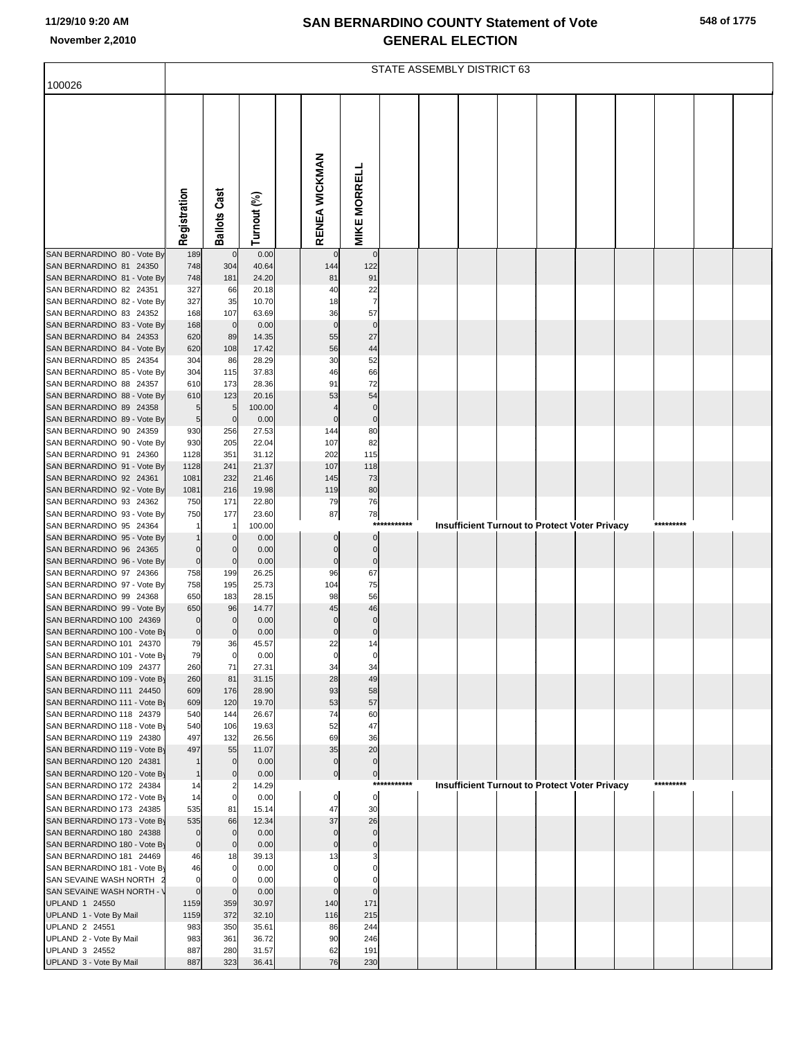# SAN BERNARDINO COUNTY Statement of Vote
# GENERAL ELECTION

11/29/10 9:20 AM
November 2,2010

STATE ASSEMBLY DISTRICT 63

100026

| | Registration | Ballots Cast | Turnout (%) | | RENEA WICKMAN | MIKE MORRELL |
|---|---|---|---|---|---|---|
| SAN BERNARDINO 80 - Vote By | 189 | 0 | 0.00 | | 0 | 0 |
| SAN BERNARDINO 81 24350 | 748 | 304 | 40.64 | | 144 | 122 |
| SAN BERNARDINO 81 - Vote By | 748 | 181 | 24.20 | | 81 | 91 |
| SAN BERNARDINO 82 24351 | 327 | 66 | 20.18 | | 40 | 22 |
| SAN BERNARDINO 82 - Vote By | 327 | 35 | 10.70 | | 18 | 7 |
| SAN BERNARDINO 83 24352 | 168 | 107 | 63.69 | | 36 | 57 |
| SAN BERNARDINO 83 - Vote By | 168 | 0 | 0.00 | | 0 | 0 |
| SAN BERNARDINO 84 24353 | 620 | 89 | 14.35 | | 55 | 27 |
| SAN BERNARDINO 84 - Vote By | 620 | 108 | 17.42 | | 56 | 44 |
| SAN BERNARDINO 85 24354 | 304 | 86 | 28.29 | | 30 | 52 |
| SAN BERNARDINO 85 - Vote By | 304 | 115 | 37.83 | | 46 | 66 |
| SAN BERNARDINO 88 24357 | 610 | 173 | 28.36 | | 91 | 72 |
| SAN BERNARDINO 88 - Vote By | 610 | 123 | 20.16 | | 53 | 54 |
| SAN BERNARDINO 89 24358 | 5 | 5 | 100.00 | | 4 | 0 |
| SAN BERNARDINO 89 - Vote By | 5 | 0 | 0.00 | | 0 | 0 |
| SAN BERNARDINO 90 24359 | 930 | 256 | 27.53 | | 144 | 80 |
| SAN BERNARDINO 90 - Vote By | 930 | 205 | 22.04 | | 107 | 82 |
| SAN BERNARDINO 91 24360 | 1128 | 351 | 31.12 | | 202 | 115 |
| SAN BERNARDINO 91 - Vote By | 1128 | 241 | 21.37 | | 107 | 118 |
| SAN BERNARDINO 92 24361 | 1081 | 232 | 21.46 | | 145 | 73 |
| SAN BERNARDINO 92 - Vote By | 1081 | 216 | 19.98 | | 119 | 80 |
| SAN BERNARDINO 93 24362 | 750 | 171 | 22.80 | | 79 | 76 |
| SAN BERNARDINO 93 - Vote By | 750 | 177 | 23.60 | | 87 | 78 |
| SAN BERNARDINO 95 24364 | 1 | 1 | 100.00 | | *********** Insufficient Turnout to Protect Voter Privacy ********* | |
| SAN BERNARDINO 95 - Vote By | 1 | 0 | 0.00 | | 0 | 0 |
| SAN BERNARDINO 96 24365 | 0 | 0 | 0.00 | | 0 | 0 |
| SAN BERNARDINO 96 - Vote By | 0 | 0 | 0.00 | | 0 | 0 |
| SAN BERNARDINO 97 24366 | 758 | 199 | 26.25 | | 96 | 67 |
| SAN BERNARDINO 97 - Vote By | 758 | 195 | 25.73 | | 104 | 75 |
| SAN BERNARDINO 99 24368 | 650 | 183 | 28.15 | | 98 | 56 |
| SAN BERNARDINO 99 - Vote By | 650 | 96 | 14.77 | | 45 | 46 |
| SAN BERNARDINO 100 24369 | 0 | 0 | 0.00 | | 0 | 0 |
| SAN BERNARDINO 100 - Vote By | 0 | 0 | 0.00 | | 0 | 0 |
| SAN BERNARDINO 101 24370 | 79 | 36 | 45.57 | | 22 | 14 |
| SAN BERNARDINO 101 - Vote By | 79 | 0 | 0.00 | | 0 | 0 |
| SAN BERNARDINO 109 24377 | 260 | 71 | 27.31 | | 34 | 34 |
| SAN BERNARDINO 109 - Vote By | 260 | 81 | 31.15 | | 28 | 49 |
| SAN BERNARDINO 111 24450 | 609 | 176 | 28.90 | | 93 | 58 |
| SAN BERNARDINO 111 - Vote By | 609 | 120 | 19.70 | | 53 | 57 |
| SAN BERNARDINO 118 24379 | 540 | 144 | 26.67 | | 74 | 60 |
| SAN BERNARDINO 118 - Vote By | 540 | 106 | 19.63 | | 52 | 47 |
| SAN BERNARDINO 119 24380 | 497 | 132 | 26.56 | | 69 | 36 |
| SAN BERNARDINO 119 - Vote By | 497 | 55 | 11.07 | | 35 | 20 |
| SAN BERNARDINO 120 24381 | 1 | 0 | 0.00 | | 0 | 0 |
| SAN BERNARDINO 120 - Vote By | 1 | 0 | 0.00 | | 0 | 0 |
| SAN BERNARDINO 172 24384 | 14 | 2 | 14.29 | | *********** Insufficient Turnout to Protect Voter Privacy ********* | |
| SAN BERNARDINO 172 - Vote By | 14 | 0 | 0.00 | | 0 | 0 |
| SAN BERNARDINO 173 24385 | 535 | 81 | 15.14 | | 47 | 30 |
| SAN BERNARDINO 173 - Vote By | 535 | 66 | 12.34 | | 37 | 26 |
| SAN BERNARDINO 180 24388 | 0 | 0 | 0.00 | | 0 | 0 |
| SAN BERNARDINO 180 - Vote By | 0 | 0 | 0.00 | | 0 | 0 |
| SAN BERNARDINO 181 24469 | 46 | 18 | 39.13 | | 13 | 3 |
| SAN BERNARDINO 181 - Vote By | 46 | 0 | 0.00 | | 0 | 0 |
| SAN SEVAINE WASH NORTH 2 | 0 | 0 | 0.00 | | 0 | 0 |
| SAN SEVAINE WASH NORTH - V | 0 | 0 | 0.00 | | 0 | 0 |
| UPLAND 1 24550 | 1159 | 359 | 30.97 | | 140 | 171 |
| UPLAND 1 - Vote By Mail | 1159 | 372 | 32.10 | | 116 | 215 |
| UPLAND 2 24551 | 983 | 350 | 35.61 | | 86 | 244 |
| UPLAND 2 - Vote By Mail | 983 | 361 | 36.72 | | 90 | 246 |
| UPLAND 3 24552 | 887 | 280 | 31.57 | | 62 | 191 |
| UPLAND 3 - Vote By Mail | 887 | 323 | 36.41 | | 76 | 230 |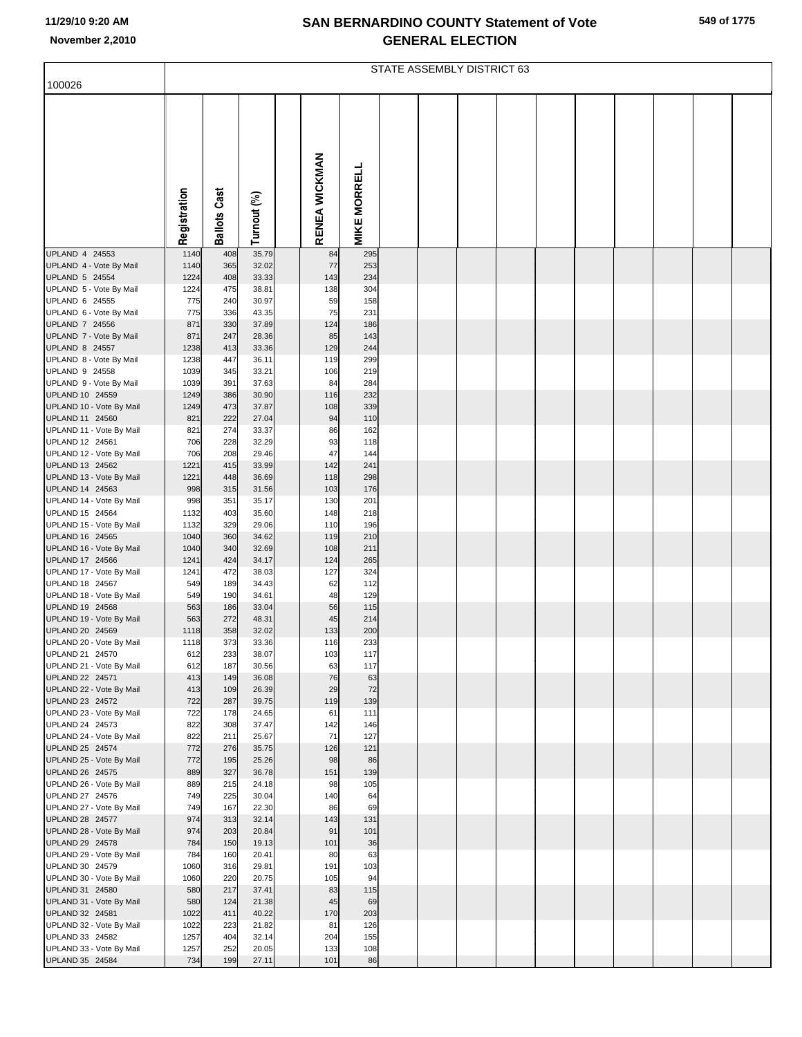# SAN BERNARDINO COUNTY Statement of Vote
## GENERAL ELECTION

November 2,2010

100026

STATE ASSEMBLY DISTRICT 63

| | Registration | Ballots Cast | Turnout (%) | RENEA WICKMAN | MIKE MORRELL |
|---|---|---|---|---|---|
| UPLAND 4 24553 | 1140 | 408 | 35.79 | 84 | 295 |
| UPLAND 4 - Vote By Mail | 1140 | 365 | 32.02 | 77 | 253 |
| UPLAND 5 24554 | 1224 | 408 | 33.33 | 143 | 234 |
| UPLAND 5 - Vote By Mail | 1224 | 475 | 38.81 | 138 | 304 |
| UPLAND 6 24555 | 775 | 240 | 30.97 | 59 | 158 |
| UPLAND 6 - Vote By Mail | 775 | 336 | 43.35 | 75 | 231 |
| UPLAND 7 24556 | 871 | 330 | 37.89 | 124 | 186 |
| UPLAND 7 - Vote By Mail | 871 | 247 | 28.36 | 85 | 143 |
| UPLAND 8 24557 | 1238 | 413 | 33.36 | 129 | 244 |
| UPLAND 8 - Vote By Mail | 1238 | 447 | 36.11 | 119 | 299 |
| UPLAND 9 24558 | 1039 | 345 | 33.21 | 106 | 219 |
| UPLAND 9 - Vote By Mail | 1039 | 391 | 37.63 | 84 | 284 |
| UPLAND 10 24559 | 1249 | 386 | 30.90 | 116 | 232 |
| UPLAND 10 - Vote By Mail | 1249 | 473 | 37.87 | 108 | 339 |
| UPLAND 11 24560 | 821 | 222 | 27.04 | 94 | 110 |
| UPLAND 11 - Vote By Mail | 821 | 274 | 33.37 | 86 | 162 |
| UPLAND 12 24561 | 706 | 228 | 32.29 | 93 | 118 |
| UPLAND 12 - Vote By Mail | 706 | 208 | 29.46 | 47 | 144 |
| UPLAND 13 24562 | 1221 | 415 | 33.99 | 142 | 241 |
| UPLAND 13 - Vote By Mail | 1221 | 448 | 36.69 | 118 | 298 |
| UPLAND 14 24563 | 998 | 315 | 31.56 | 103 | 176 |
| UPLAND 14 - Vote By Mail | 998 | 351 | 35.17 | 130 | 201 |
| UPLAND 15 24564 | 1132 | 403 | 35.60 | 148 | 218 |
| UPLAND 15 - Vote By Mail | 1132 | 329 | 29.06 | 110 | 196 |
| UPLAND 16 24565 | 1040 | 360 | 34.62 | 119 | 210 |
| UPLAND 16 - Vote By Mail | 1040 | 340 | 32.69 | 108 | 211 |
| UPLAND 17 24566 | 1241 | 424 | 34.17 | 124 | 265 |
| UPLAND 17 - Vote By Mail | 1241 | 472 | 38.03 | 127 | 324 |
| UPLAND 18 24567 | 549 | 189 | 34.43 | 62 | 112 |
| UPLAND 18 - Vote By Mail | 549 | 190 | 34.61 | 48 | 129 |
| UPLAND 19 24568 | 563 | 186 | 33.04 | 56 | 115 |
| UPLAND 19 - Vote By Mail | 563 | 272 | 48.31 | 45 | 214 |
| UPLAND 20 24569 | 1118 | 358 | 32.02 | 133 | 200 |
| UPLAND 20 - Vote By Mail | 1118 | 373 | 33.36 | 116 | 233 |
| UPLAND 21 24570 | 612 | 233 | 38.07 | 103 | 117 |
| UPLAND 21 - Vote By Mail | 612 | 187 | 30.56 | 63 | 117 |
| UPLAND 22 24571 | 413 | 149 | 36.08 | 76 | 63 |
| UPLAND 22 - Vote By Mail | 413 | 109 | 26.39 | 29 | 72 |
| UPLAND 23 24572 | 722 | 287 | 39.75 | 119 | 139 |
| UPLAND 23 - Vote By Mail | 722 | 178 | 24.65 | 61 | 111 |
| UPLAND 24 24573 | 822 | 308 | 37.47 | 142 | 146 |
| UPLAND 24 - Vote By Mail | 822 | 211 | 25.67 | 71 | 127 |
| UPLAND 25 24574 | 772 | 276 | 35.75 | 126 | 121 |
| UPLAND 25 - Vote By Mail | 772 | 195 | 25.26 | 98 | 86 |
| UPLAND 26 24575 | 889 | 327 | 36.78 | 151 | 139 |
| UPLAND 26 - Vote By Mail | 889 | 215 | 24.18 | 98 | 105 |
| UPLAND 27 24576 | 749 | 225 | 30.04 | 140 | 64 |
| UPLAND 27 - Vote By Mail | 749 | 167 | 22.30 | 86 | 69 |
| UPLAND 28 24577 | 974 | 313 | 32.14 | 143 | 131 |
| UPLAND 28 - Vote By Mail | 974 | 203 | 20.84 | 91 | 101 |
| UPLAND 29 24578 | 784 | 150 | 19.13 | 101 | 36 |
| UPLAND 29 - Vote By Mail | 784 | 160 | 20.41 | 80 | 63 |
| UPLAND 30 24579 | 1060 | 316 | 29.81 | 191 | 103 |
| UPLAND 30 - Vote By Mail | 1060 | 220 | 20.75 | 105 | 94 |
| UPLAND 31 24580 | 580 | 217 | 37.41 | 83 | 115 |
| UPLAND 31 - Vote By Mail | 580 | 124 | 21.38 | 45 | 69 |
| UPLAND 32 24581 | 1022 | 411 | 40.22 | 170 | 203 |
| UPLAND 32 - Vote By Mail | 1022 | 223 | 21.82 | 81 | 126 |
| UPLAND 33 24582 | 1257 | 404 | 32.14 | 204 | 155 |
| UPLAND 33 - Vote By Mail | 1257 | 252 | 20.05 | 133 | 108 |
| UPLAND 35 24584 | 734 | 199 | 27.11 | 101 | 86 |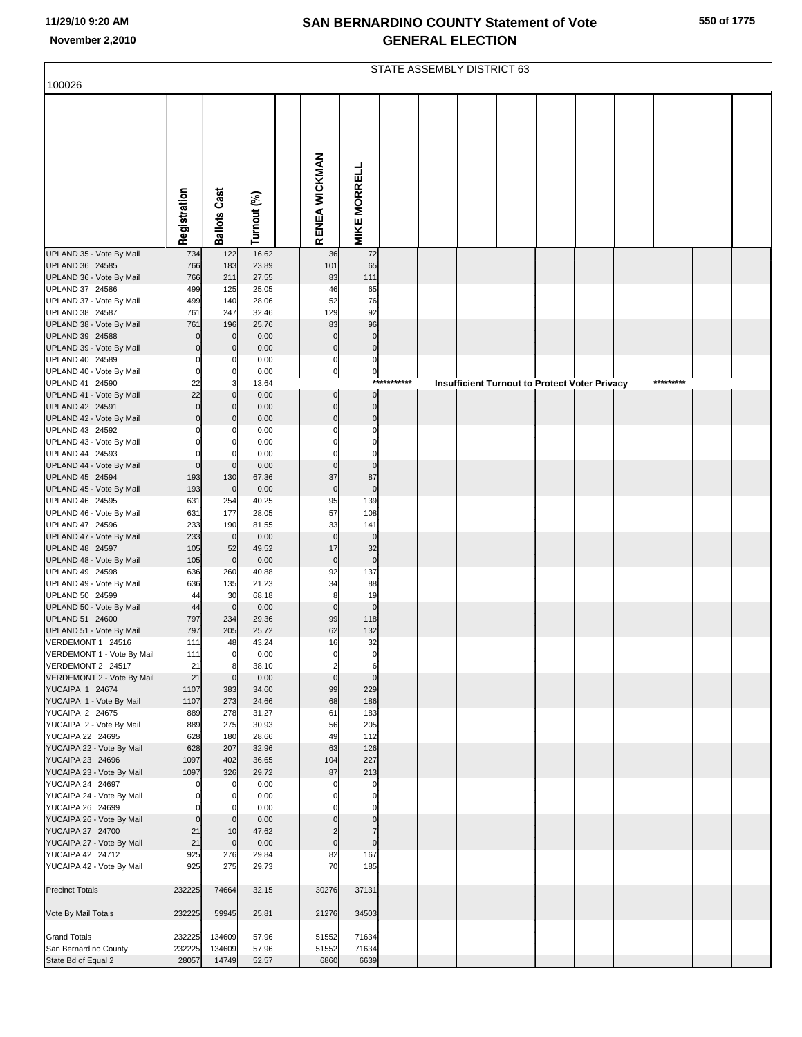# SAN BERNARDINO COUNTY Statement of Vote
## GENERAL ELECTION

11/29/10 9:20 AM
November 2,2010

100026

STATE ASSEMBLY DISTRICT 63

| | Registration | Ballots Cast | Turnout (%) | RENEA WICKMAN | MIKE MORRELL |
|---|---|---|---|---|---|
| UPLAND 35 - Vote By Mail | 734 | 122 | 16.62 | 36 | 72 |
| UPLAND 36 24585 | 766 | 183 | 23.89 | 101 | 65 |
| UPLAND 36 - Vote By Mail | 766 | 211 | 27.55 | 83 | 111 |
| UPLAND 37 24586 | 499 | 125 | 25.05 | 46 | 65 |
| UPLAND 37 - Vote By Mail | 499 | 140 | 28.06 | 52 | 76 |
| UPLAND 38 24587 | 761 | 247 | 32.46 | 129 | 92 |
| UPLAND 38 - Vote By Mail | 761 | 196 | 25.76 | 83 | 96 |
| UPLAND 39 24588 | 0 | 0 | 0.00 | 0 | 0 |
| UPLAND 39 - Vote By Mail | 0 | 0 | 0.00 | 0 | 0 |
| UPLAND 40 24589 | 0 | 0 | 0.00 | 0 | 0 |
| UPLAND 40 - Vote By Mail | 0 | 0 | 0.00 | 0 | 0 |
| UPLAND 41 24590 | 22 | 3 | 13.64 | *********** Insufficient Turnout to Protect Voter Privacy ********* | |
| UPLAND 41 - Vote By Mail | 22 | 0 | 0.00 | 0 | 0 |
| UPLAND 42 24591 | 0 | 0 | 0.00 | 0 | 0 |
| UPLAND 42 - Vote By Mail | 0 | 0 | 0.00 | 0 | 0 |
| UPLAND 43 24592 | 0 | 0 | 0.00 | 0 | 0 |
| UPLAND 43 - Vote By Mail | 0 | 0 | 0.00 | 0 | 0 |
| UPLAND 44 24593 | 0 | 0 | 0.00 | 0 | 0 |
| UPLAND 44 - Vote By Mail | 0 | 0 | 0.00 | 0 | 0 |
| UPLAND 45 24594 | 193 | 130 | 67.36 | 37 | 87 |
| UPLAND 45 - Vote By Mail | 193 | 0 | 0.00 | 0 | 0 |
| UPLAND 46 24595 | 631 | 254 | 40.25 | 95 | 139 |
| UPLAND 46 - Vote By Mail | 631 | 177 | 28.05 | 57 | 108 |
| UPLAND 47 24596 | 233 | 190 | 81.55 | 33 | 141 |
| UPLAND 47 - Vote By Mail | 233 | 0 | 0.00 | 0 | 0 |
| UPLAND 48 24597 | 105 | 52 | 49.52 | 17 | 32 |
| UPLAND 48 - Vote By Mail | 105 | 0 | 0.00 | 0 | 0 |
| UPLAND 49 24598 | 636 | 260 | 40.88 | 92 | 137 |
| UPLAND 49 - Vote By Mail | 636 | 135 | 21.23 | 34 | 88 |
| UPLAND 50 24599 | 44 | 30 | 68.18 | 8 | 19 |
| UPLAND 50 - Vote By Mail | 44 | 0 | 0.00 | 0 | 0 |
| UPLAND 51 24600 | 797 | 234 | 29.36 | 99 | 118 |
| UPLAND 51 - Vote By Mail | 797 | 205 | 25.72 | 62 | 132 |
| VERDEMONT 1 24516 | 111 | 48 | 43.24 | 16 | 32 |
| VERDEMONT 1 - Vote By Mail | 111 | 0 | 0.00 | 0 | 0 |
| VERDEMONT 2 24517 | 21 | 8 | 38.10 | 2 | 6 |
| VERDEMONT 2 - Vote By Mail | 21 | 0 | 0.00 | 0 | 0 |
| YUCAIPA 1 24674 | 1107 | 383 | 34.60 | 99 | 229 |
| YUCAIPA 1 - Vote By Mail | 1107 | 273 | 24.66 | 68 | 186 |
| YUCAIPA 2 24675 | 889 | 278 | 31.27 | 61 | 183 |
| YUCAIPA 2 - Vote By Mail | 889 | 275 | 30.93 | 56 | 205 |
| YUCAIPA 22 24695 | 628 | 180 | 28.66 | 49 | 112 |
| YUCAIPA 22 - Vote By Mail | 628 | 207 | 32.96 | 63 | 126 |
| YUCAIPA 23 24696 | 1097 | 402 | 36.65 | 104 | 227 |
| YUCAIPA 23 - Vote By Mail | 1097 | 326 | 29.72 | 87 | 213 |
| YUCAIPA 24 24697 | 0 | 0 | 0.00 | 0 | 0 |
| YUCAIPA 24 - Vote By Mail | 0 | 0 | 0.00 | 0 | 0 |
| YUCAIPA 26 24699 | 0 | 0 | 0.00 | 0 | 0 |
| YUCAIPA 26 - Vote By Mail | 0 | 0 | 0.00 | 0 | 0 |
| YUCAIPA 27 24700 | 21 | 10 | 47.62 | 2 | 7 |
| YUCAIPA 27 - Vote By Mail | 21 | 0 | 0.00 | 0 | 0 |
| YUCAIPA 42 24712 | 925 | 276 | 29.84 | 82 | 167 |
| YUCAIPA 42 - Vote By Mail | 925 | 275 | 29.73 | 70 | 185 |
| Precinct Totals | 232225 | 74664 | 32.15 | 30276 | 37131 |
| Vote By Mail Totals | 232225 | 59945 | 25.81 | 21276 | 34503 |
| Grand Totals | 232225 | 134609 | 57.96 | 51552 | 71634 |
| San Bernardino County | 232225 | 134609 | 57.96 | 51552 | 71634 |
| State Bd of Equal 2 | 28057 | 14749 | 52.57 | 6860 | 6639 |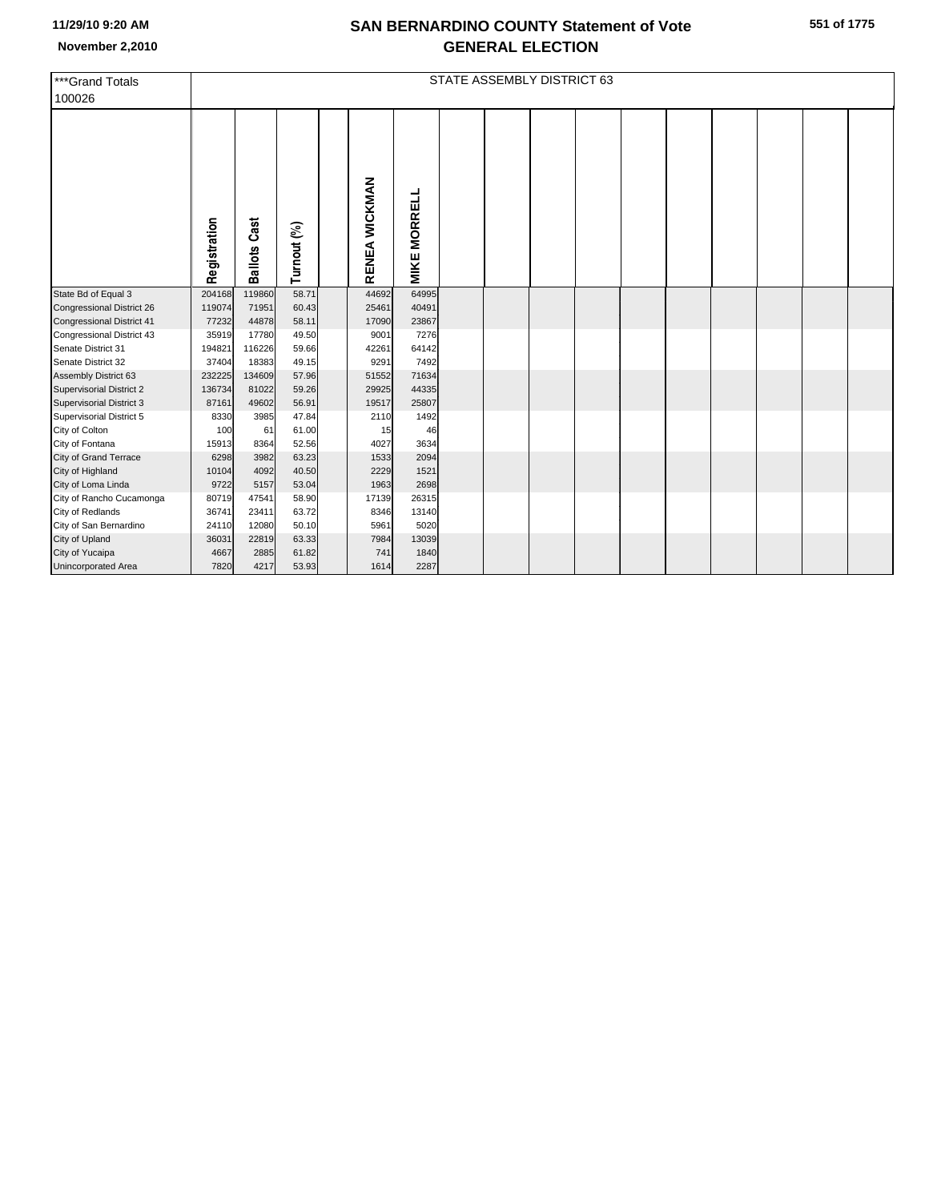# SAN BERNARDINO COUNTY Statement of Vote
## GENERAL ELECTION

***Grand Totals
100026

STATE ASSEMBLY DISTRICT 63

| | Registration | Ballots Cast | Turnout (%) | | RENEA WICKMAN | MIKE MORRELL |
|---|---|---|---|---|---|---|
| State Bd of Equal 3 | 204168 | 119860 | 58.71 | | 44692 | 64995 |
| Congressional District 26 | 119074 | 71951 | 60.43 | | 25461 | 40491 |
| Congressional District 41 | 77232 | 44878 | 58.11 | | 17090 | 23867 |
| Congressional District 43 | 35919 | 17780 | 49.50 | | 9001 | 7276 |
| Senate District 31 | 194821 | 116226 | 59.66 | | 42261 | 64142 |
| Senate District 32 | 37404 | 18383 | 49.15 | | 9291 | 7492 |
| Assembly District 63 | 232225 | 134609 | 57.96 | | 51552 | 71634 |
| Supervisorial District 2 | 136734 | 81022 | 59.26 | | 29925 | 44335 |
| Supervisorial District 3 | 87161 | 49602 | 56.91 | | 19517 | 25807 |
| Supervisorial District 5 | 8330 | 3985 | 47.84 | | 2110 | 1492 |
| City of Colton | 100 | 61 | 61.00 | | 15 | 46 |
| City of Fontana | 15913 | 8364 | 52.56 | | 4027 | 3634 |
| City of Grand Terrace | 6298 | 3982 | 63.23 | | 1533 | 2094 |
| City of Highland | 10104 | 4092 | 40.50 | | 2229 | 1521 |
| City of Loma Linda | 9722 | 5157 | 53.04 | | 1963 | 2698 |
| City of Rancho Cucamonga | 80719 | 47541 | 58.90 | | 17139 | 26315 |
| City of Redlands | 36741 | 23411 | 63.72 | | 8346 | 13140 |
| City of San Bernardino | 24110 | 12080 | 50.10 | | 5961 | 5020 |
| City of Upland | 36031 | 22819 | 63.33 | | 7984 | 13039 |
| City of Yucaipa | 4667 | 2885 | 61.82 | | 741 | 1840 |
| Unincorporated Area | 7820 | 4217 | 53.93 | | 1614 | 2287 |